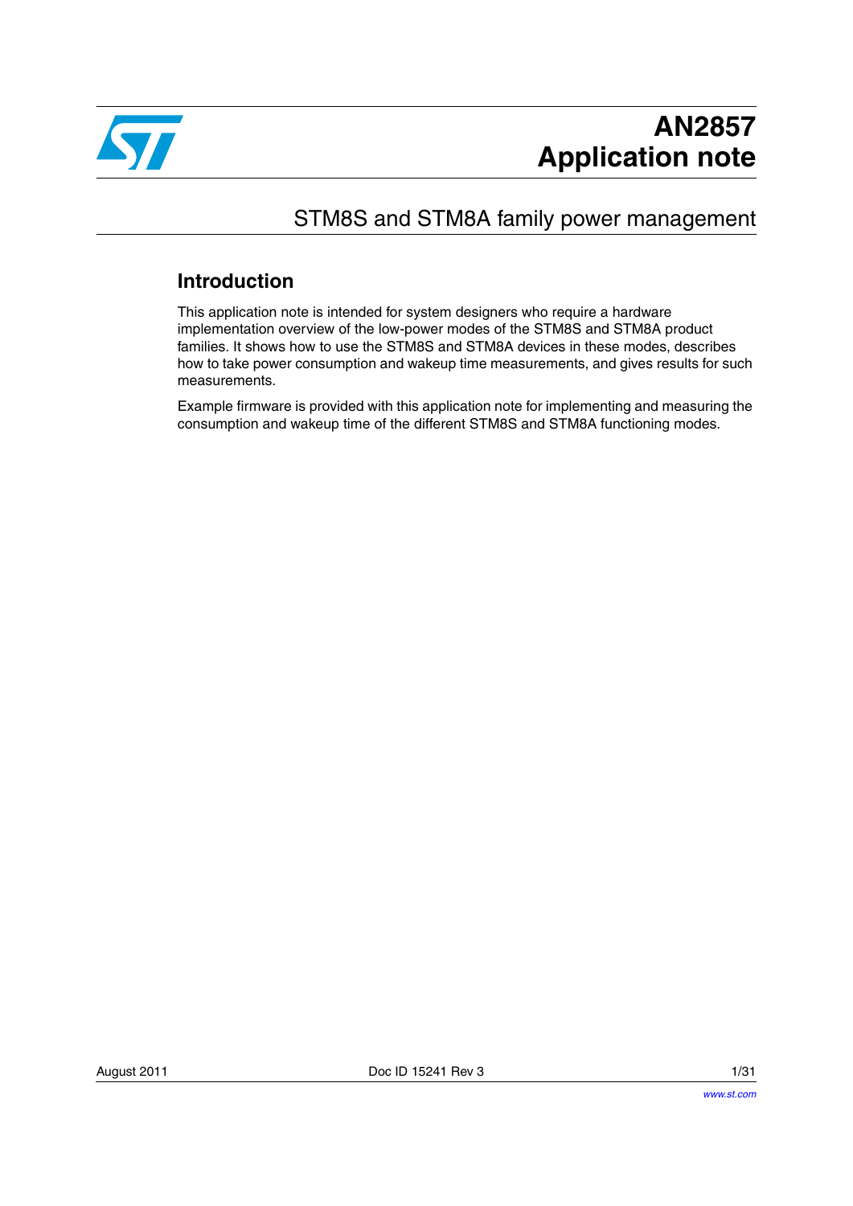# AN2857
# Application note

## STM8S and STM8A family power management

### Introduction

This application note is intended for system designers who require a hardware implementation overview of the low-power modes of the STM8S and STM8A product families. It shows how to use the STM8S and STM8A devices in these modes, describes how to take power consumption and wakeup time measurements, and gives results for such measurements.

Example firmware is provided with this application note for implementing and measuring the consumption and wakeup time of the different STM8S and STM8A functioning modes.

August 2011 Doc ID 15241 Rev 3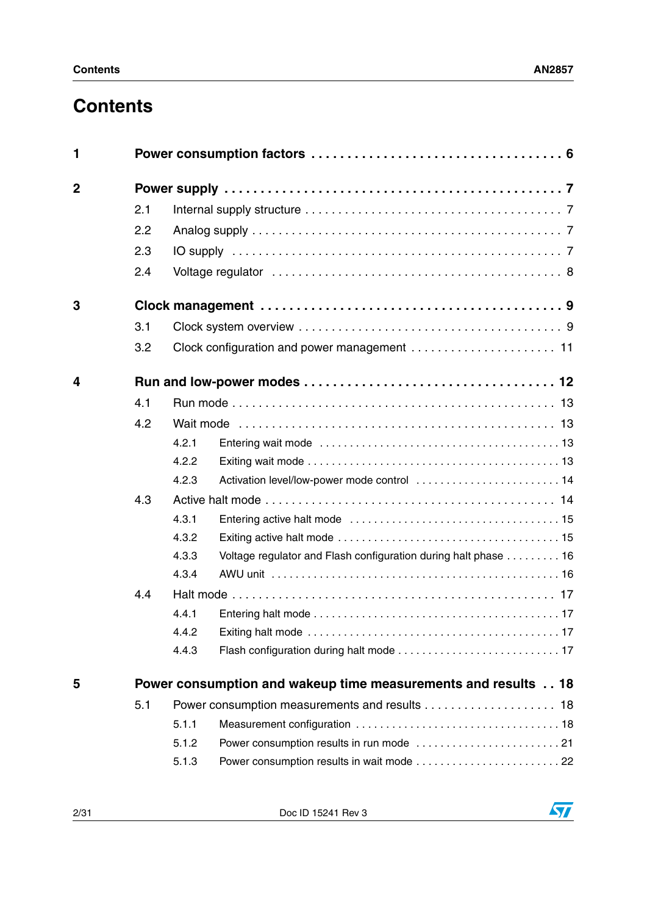# Contents

**1 Power consumption factors . . . . . . . . . . . . . . . . . . . . . . . . . . . . . . . . . 6**

**2 Power supply . . . . . . . . . . . . . . . . . . . . . . . . . . . . . . . . . . . . . . . . . . . 7**

- 2.1 Internal supply structure . . . . . . . . . . . . . . . . . . . . . . . . . . . . . . . . . . . . 7
- 2.2 Analog supply . . . . . . . . . . . . . . . . . . . . . . . . . . . . . . . . . . . . . . . . . . 7
- 2.3 IO supply . . . . . . . . . . . . . . . . . . . . . . . . . . . . . . . . . . . . . . . . . . . . 7
- 2.4 Voltage regulator . . . . . . . . . . . . . . . . . . . . . . . . . . . . . . . . . . . . . . . 8

**3 Clock management . . . . . . . . . . . . . . . . . . . . . . . . . . . . . . . . . . . . . . 9**

- 3.1 Clock system overview . . . . . . . . . . . . . . . . . . . . . . . . . . . . . . . . . . . . 9
- 3.2 Clock configuration and power management . . . . . . . . . . . . . . . . . . . . . . 11

**4 Run and low-power modes . . . . . . . . . . . . . . . . . . . . . . . . . . . . . . . . 12**

- 4.1 Run mode . . . . . . . . . . . . . . . . . . . . . . . . . . . . . . . . . . . . . . . . . . . . 13
- 4.2 Wait mode . . . . . . . . . . . . . . . . . . . . . . . . . . . . . . . . . . . . . . . . . . . 13
  - 4.2.1 Entering wait mode . . . . . . . . . . . . . . . . . . . . . . . . . . . . . . . . . . . . . 13
  - 4.2.2 Exiting wait mode . . . . . . . . . . . . . . . . . . . . . . . . . . . . . . . . . . . . . . 13
  - 4.2.3 Activation level/low-power mode control . . . . . . . . . . . . . . . . . . . . . . . . 14
- 4.3 Active halt mode . . . . . . . . . . . . . . . . . . . . . . . . . . . . . . . . . . . . . . . . 14
  - 4.3.1 Entering active halt mode . . . . . . . . . . . . . . . . . . . . . . . . . . . . . . . . . 15
  - 4.3.2 Exiting active halt mode . . . . . . . . . . . . . . . . . . . . . . . . . . . . . . . . . . 15
  - 4.3.3 Voltage regulator and Flash configuration during halt phase . . . . . . . . . 16
  - 4.3.4 AWU unit . . . . . . . . . . . . . . . . . . . . . . . . . . . . . . . . . . . . . . . . . . . . 16
- 4.4 Halt mode . . . . . . . . . . . . . . . . . . . . . . . . . . . . . . . . . . . . . . . . . . . . 17
  - 4.4.1 Entering halt mode . . . . . . . . . . . . . . . . . . . . . . . . . . . . . . . . . . . . . . 17
  - 4.4.2 Exiting halt mode . . . . . . . . . . . . . . . . . . . . . . . . . . . . . . . . . . . . . . . 17
  - 4.4.3 Flash configuration during halt mode . . . . . . . . . . . . . . . . . . . . . . . . . 17

**5 Power consumption and wakeup time measurements and results . . 18**

- 5.1 Power consumption measurements and results . . . . . . . . . . . . . . . . . . . . 18
  - 5.1.1 Measurement configuration . . . . . . . . . . . . . . . . . . . . . . . . . . . . . . . . 18
  - 5.1.2 Power consumption results in run mode . . . . . . . . . . . . . . . . . . . . . . . 21
  - 5.1.3 Power consumption results in wait mode . . . . . . . . . . . . . . . . . . . . . . . 22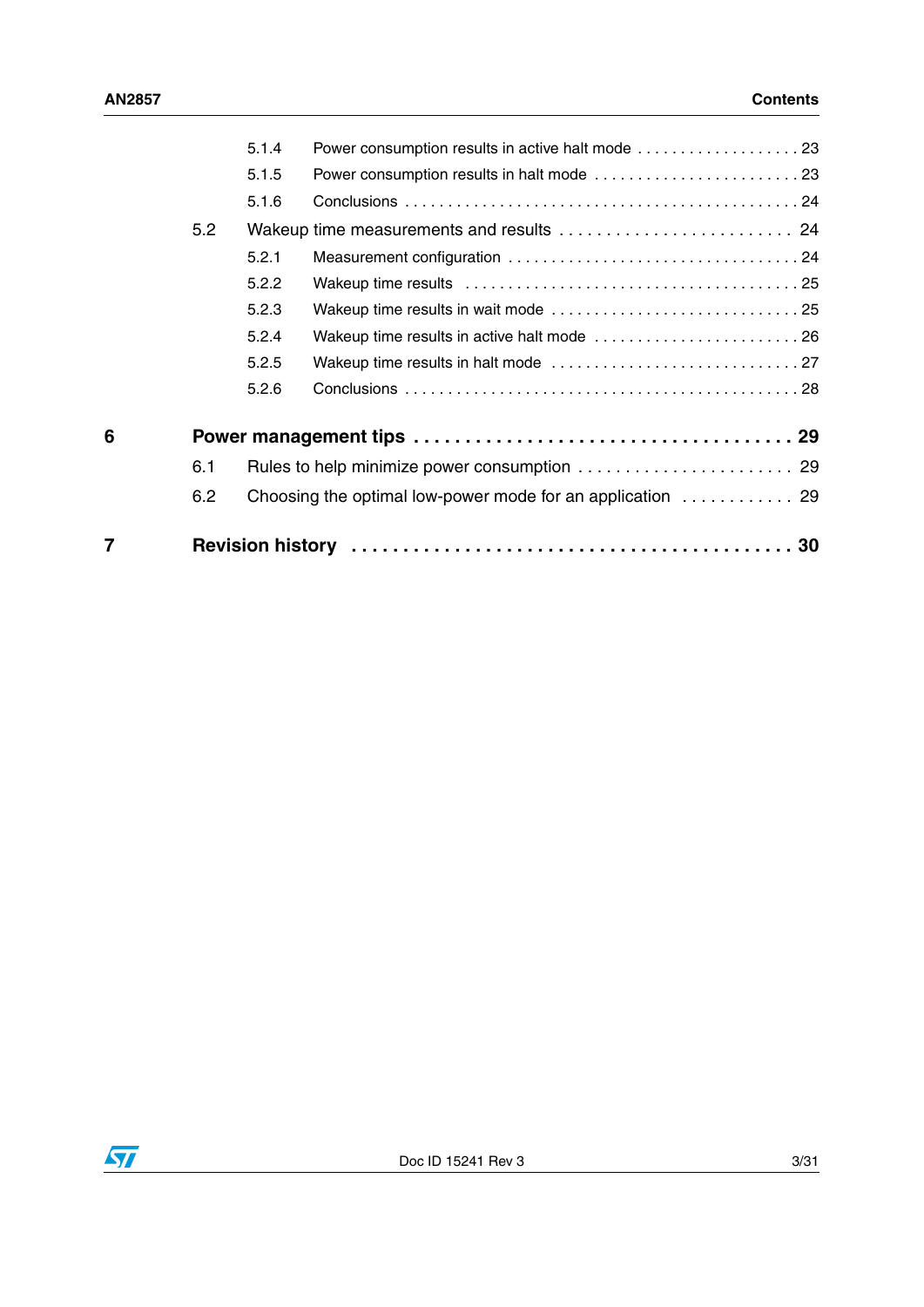5.1.4 Power consumption results in active halt mode . . . . . . . . . . . . . . . . . . . 23

5.1.5 Power consumption results in halt mode . . . . . . . . . . . . . . . . . . . . . . . . 23

5.1.6 Conclusions . . . . . . . . . . . . . . . . . . . . . . . . . . . . . . . . . . . . . . . . . . . . 24

5.2 Wakeup time measurements and results . . . . . . . . . . . . . . . . . . . . . . . . . 24

5.2.1 Measurement configuration . . . . . . . . . . . . . . . . . . . . . . . . . . . . . . . . . 24

5.2.2 Wakeup time results . . . . . . . . . . . . . . . . . . . . . . . . . . . . . . . . . . . . . 25

5.2.3 Wakeup time results in wait mode . . . . . . . . . . . . . . . . . . . . . . . . . . . . 25

5.2.4 Wakeup time results in active halt mode . . . . . . . . . . . . . . . . . . . . . . . . 26

5.2.5 Wakeup time results in halt mode . . . . . . . . . . . . . . . . . . . . . . . . . . . . 27

5.2.6 Conclusions . . . . . . . . . . . . . . . . . . . . . . . . . . . . . . . . . . . . . . . . . . . . 28

**6 Power management tips . . . . . . . . . . . . . . . . . . . . . . . . . . . . . . . . . . . . 29**

6.1 Rules to help minimize power consumption . . . . . . . . . . . . . . . . . . . . . . . 29

6.2 Choosing the optimal low-power mode for an application . . . . . . . . . . . . 29

**7 Revision history . . . . . . . . . . . . . . . . . . . . . . . . . . . . . . . . . . . . . . . . . 30**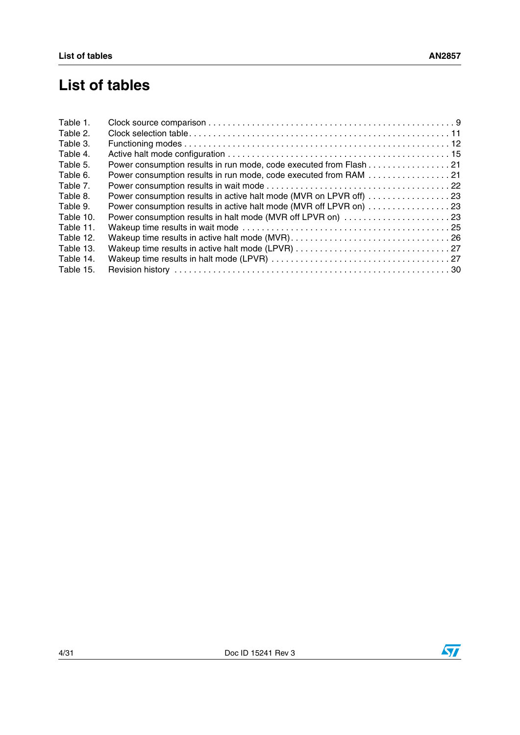# List of tables

| | | |
|---|---|---|
| Table 1. | Clock source comparison | 9 |
| Table 2. | Clock selection table | 11 |
| Table 3. | Functioning modes | 12 |
| Table 4. | Active halt mode configuration | 15 |
| Table 5. | Power consumption results in run mode, code executed from Flash | 21 |
| Table 6. | Power consumption results in run mode, code executed from RAM | 21 |
| Table 7. | Power consumption results in wait mode | 22 |
| Table 8. | Power consumption results in active halt mode (MVR on LPVR off) | 23 |
| Table 9. | Power consumption results in active halt mode (MVR off LPVR on) | 23 |
| Table 10. | Power consumption results in halt mode (MVR off LPVR on) | 23 |
| Table 11. | Wakeup time results in wait mode | 25 |
| Table 12. | Wakeup time results in active halt mode (MVR) | 26 |
| Table 13. | Wakeup time results in active halt mode (LPVR) | 27 |
| Table 14. | Wakeup time results in halt mode (LPVR) | 27 |
| Table 15. | Revision history | 30 |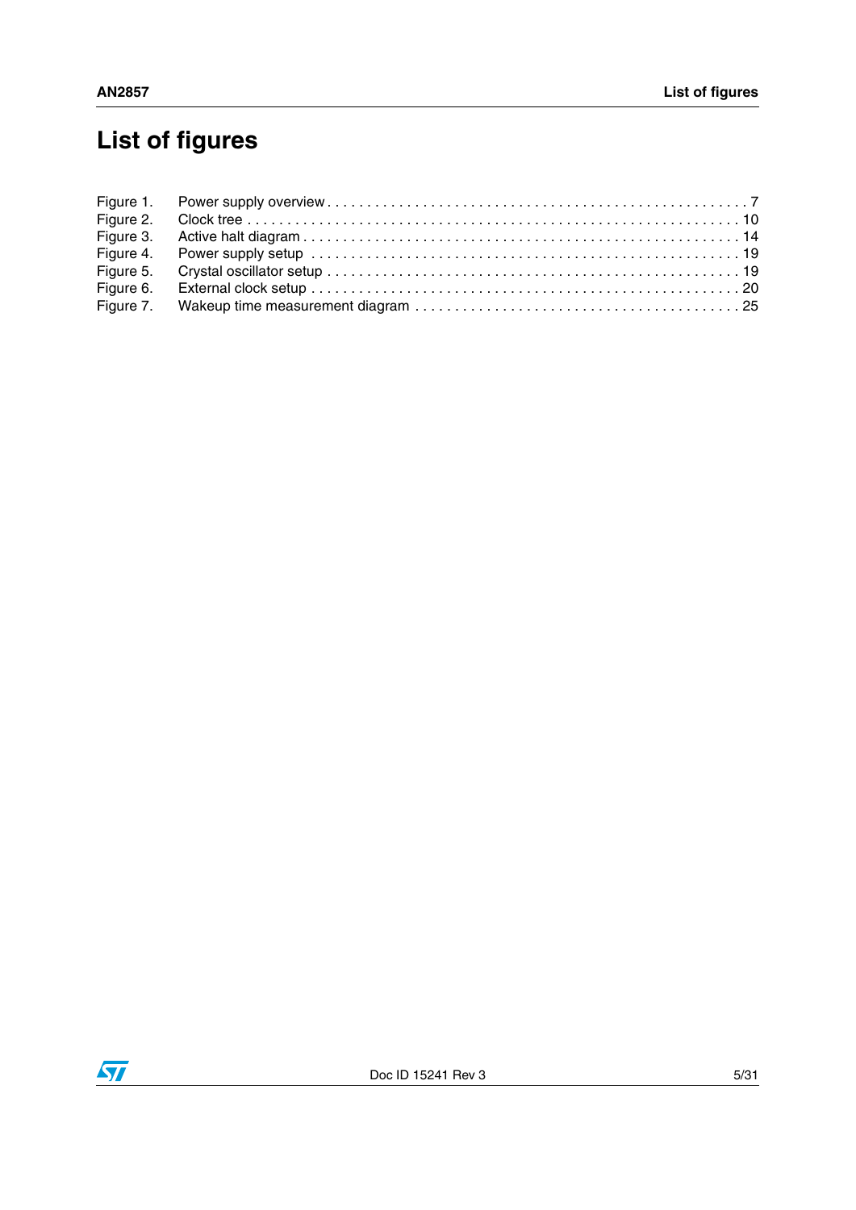# List of figures

Figure 1. Power supply overview . . . . . . . . . . . . . . . . . . . . . . . . . . . . . . . . . . . . . . . . . . . . . . . . . . . . 7
Figure 2. Clock tree . . . . . . . . . . . . . . . . . . . . . . . . . . . . . . . . . . . . . . . . . . . . . . . . . . . . . . . . . . . . . 10
Figure 3. Active halt diagram . . . . . . . . . . . . . . . . . . . . . . . . . . . . . . . . . . . . . . . . . . . . . . . . . . . . . 14
Figure 4. Power supply setup . . . . . . . . . . . . . . . . . . . . . . . . . . . . . . . . . . . . . . . . . . . . . . . . . . . . . 19
Figure 5. Crystal oscillator setup . . . . . . . . . . . . . . . . . . . . . . . . . . . . . . . . . . . . . . . . . . . . . . . . . . . 19
Figure 6. External clock setup . . . . . . . . . . . . . . . . . . . . . . . . . . . . . . . . . . . . . . . . . . . . . . . . . . . . 20
Figure 7. Wakeup time measurement diagram . . . . . . . . . . . . . . . . . . . . . . . . . . . . . . . . . . . . . . . . 25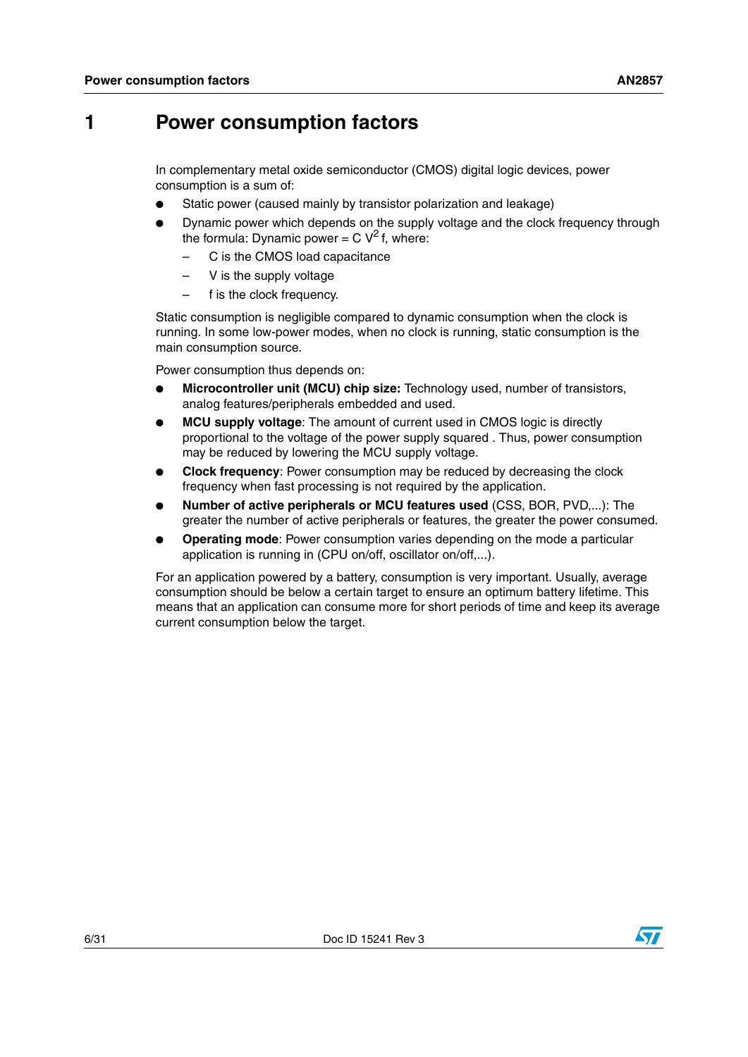# 1 Power consumption factors

In complementary metal oxide semiconductor (CMOS) digital logic devices, power consumption is a sum of:

- Static power (caused mainly by transistor polarization and leakage)
- Dynamic power which depends on the supply voltage and the clock frequency through the formula: Dynamic power = $C V^2 f$, where:
  - C is the CMOS load capacitance
  - V is the supply voltage
  - f is the clock frequency.

Static consumption is negligible compared to dynamic consumption when the clock is running. In some low-power modes, when no clock is running, static consumption is the main consumption source.

Power consumption thus depends on:

- **Microcontroller unit (MCU) chip size:** Technology used, number of transistors, analog features/peripherals embedded and used.
- **MCU supply voltage**: The amount of current used in CMOS logic is directly proportional to the voltage of the power supply squared . Thus, power consumption may be reduced by lowering the MCU supply voltage.
- **Clock frequency**: Power consumption may be reduced by decreasing the clock frequency when fast processing is not required by the application.
- **Number of active peripherals or MCU features used** (CSS, BOR, PVD,...): The greater the number of active peripherals or features, the greater the power consumed.
- **Operating mode**: Power consumption varies depending on the mode a particular application is running in (CPU on/off, oscillator on/off,...).

For an application powered by a battery, consumption is very important. Usually, average consumption should be below a certain target to ensure an optimum battery lifetime. This means that an application can consume more for short periods of time and keep its average current consumption below the target.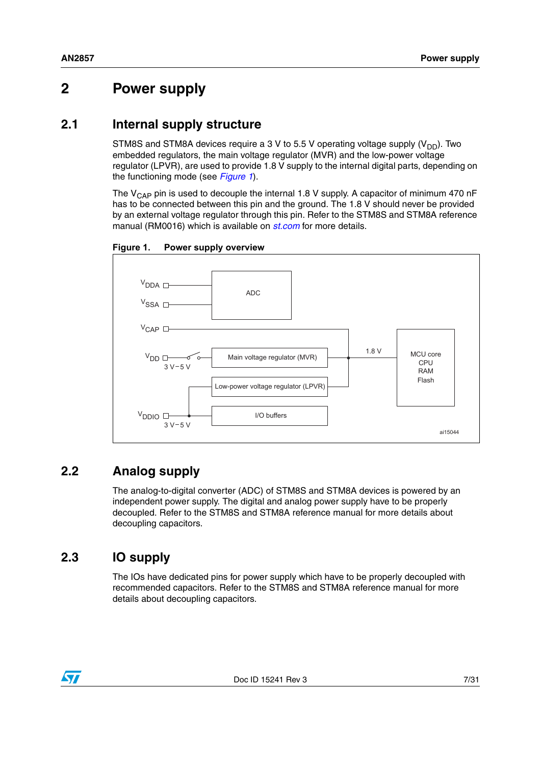# 2 Power supply

## 2.1 Internal supply structure

STM8S and STM8A devices require a 3 V to 5.5 V operating voltage supply ($V_{DD}$). Two embedded regulators, the main voltage regulator (MVR) and the low-power voltage regulator (LPVR), are used to provide 1.8 V supply to the internal digital parts, depending on the functioning mode (see *Figure 1*).

The $V_{CAP}$ pin is used to decouple the internal 1.8 V supply. A capacitor of minimum 470 nF has to be connected between this pin and the ground. The 1.8 V should never be provided by an external voltage regulator through this pin. Refer to the STM8S and STM8A reference manual (RM0016) which is available on *st.com* for more details.

**Figure 1. Power supply overview**

## 2.2 Analog supply

The analog-to-digital converter (ADC) of STM8S and STM8A devices is powered by an independent power supply. The digital and analog power supply have to be properly decoupled. Refer to the STM8S and STM8A reference manual for more details about decoupling capacitors.

## 2.3 IO supply

The IOs have dedicated pins for power supply which have to be properly decoupled with recommended capacitors. Refer to the STM8S and STM8A reference manual for more details about decoupling capacitors.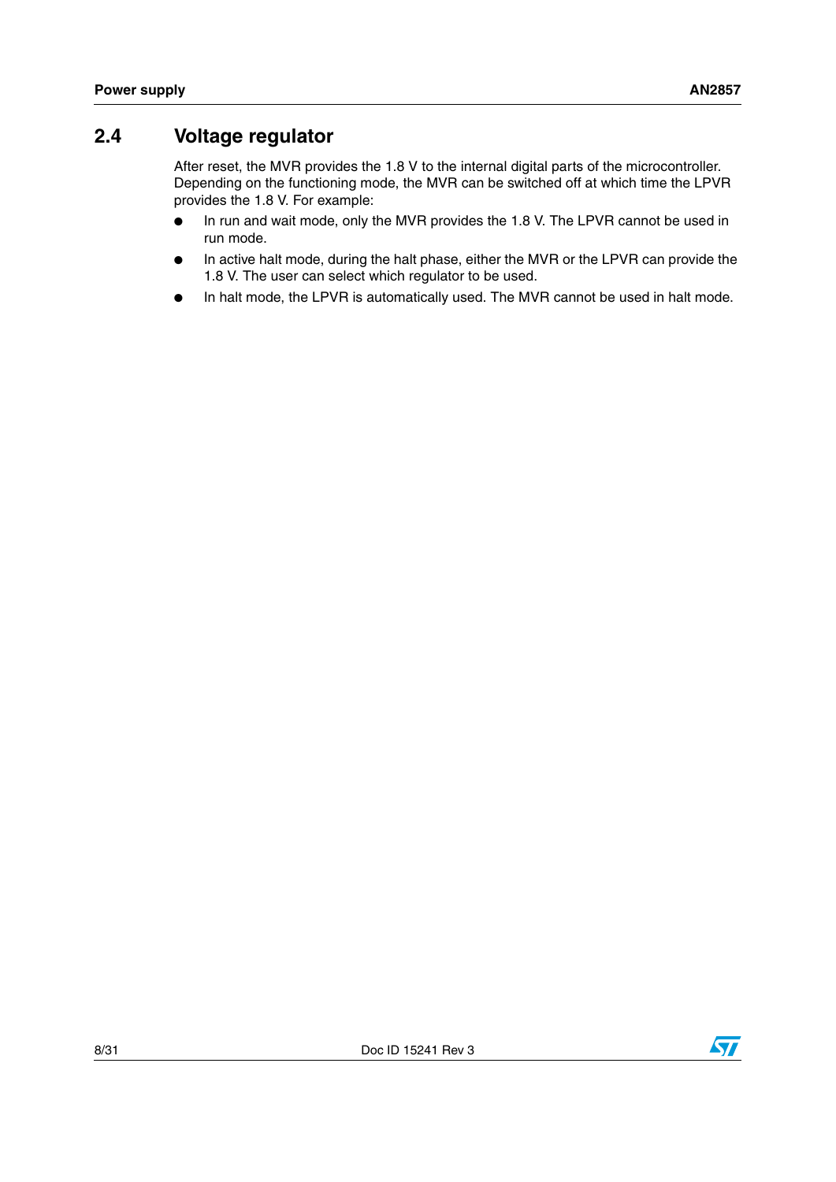## 2.4 Voltage regulator

After reset, the MVR provides the 1.8 V to the internal digital parts of the microcontroller. Depending on the functioning mode, the MVR can be switched off at which time the LPVR provides the 1.8 V. For example:

- In run and wait mode, only the MVR provides the 1.8 V. The LPVR cannot be used in run mode.
- In active halt mode, during the halt phase, either the MVR or the LPVR can provide the 1.8 V. The user can select which regulator to be used.
- In halt mode, the LPVR is automatically used. The MVR cannot be used in halt mode.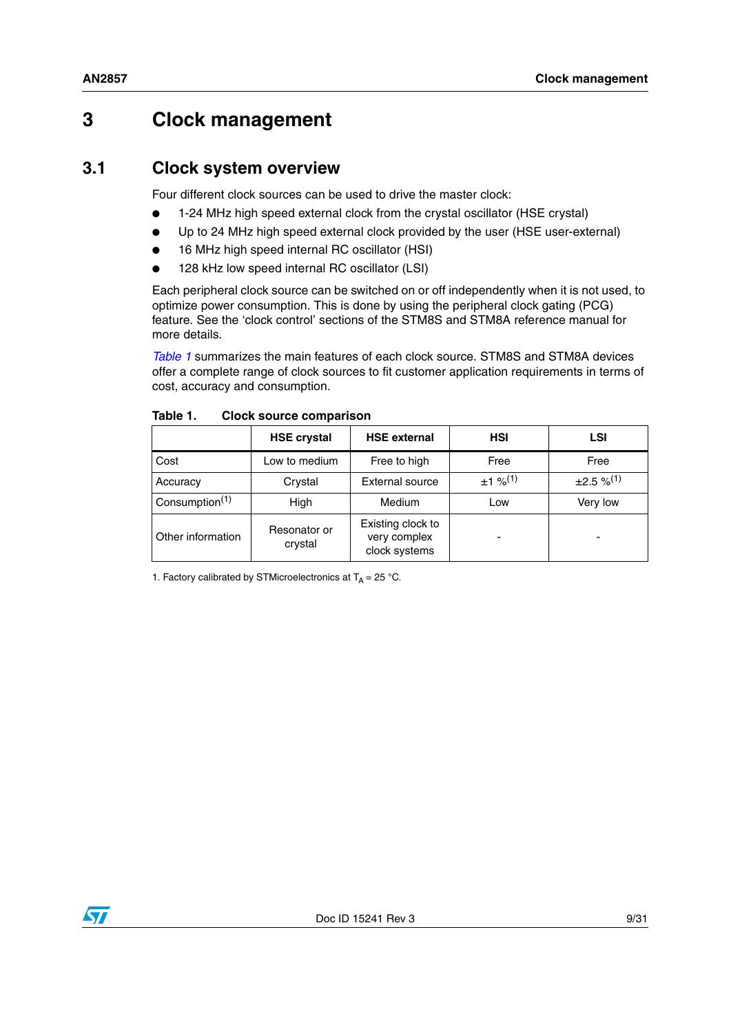# 3 Clock management

## 3.1 Clock system overview

Four different clock sources can be used to drive the master clock:

- 1-24 MHz high speed external clock from the crystal oscillator (HSE crystal)
- Up to 24 MHz high speed external clock provided by the user (HSE user-external)
- 16 MHz high speed internal RC oscillator (HSI)
- 128 kHz low speed internal RC oscillator (LSI)

Each peripheral clock source can be switched on or off independently when it is not used, to optimize power consumption. This is done by using the peripheral clock gating (PCG) feature. See the 'clock control' sections of the STM8S and STM8A reference manual for more details.

*Table 1* summarizes the main features of each clock source. STM8S and STM8A devices offer a complete range of clock sources to fit customer application requirements in terms of cost, accuracy and consumption.

**Table 1. Clock source comparison**

| | HSE crystal | HSE external | HSI | LSI |
|---|---|---|---|---|
| Cost | Low to medium | Free to high | Free | Free |
| Accuracy | Crystal | External source | ±1 %(1) | ±2.5 %(1) |
| Consumption(1) | High | Medium | Low | Very low |
| Other information | Resonator or crystal | Existing clock to very complex clock systems | - | - |

1. Factory calibrated by STMicroelectronics at $T_A$ = 25 °C.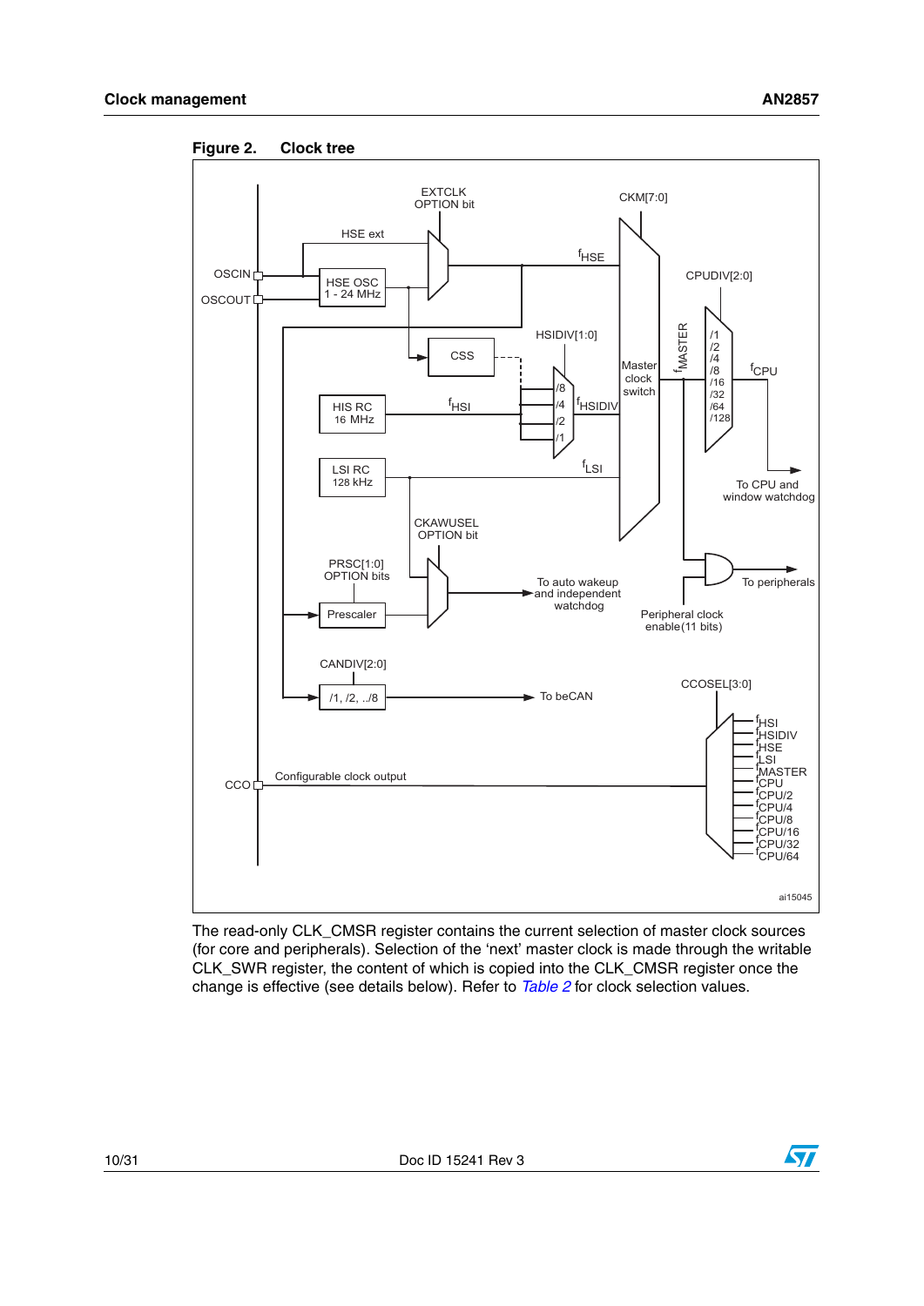**Figure 2. Clock tree**

The read-only CLK_CMSR register contains the current selection of master clock sources (for core and peripherals). Selection of the ‘next’ master clock is made through the writable CLK_SWR register, the content of which is copied into the CLK_CMSR register once the change is effective (see details below). Refer to *Table 2* for clock selection values.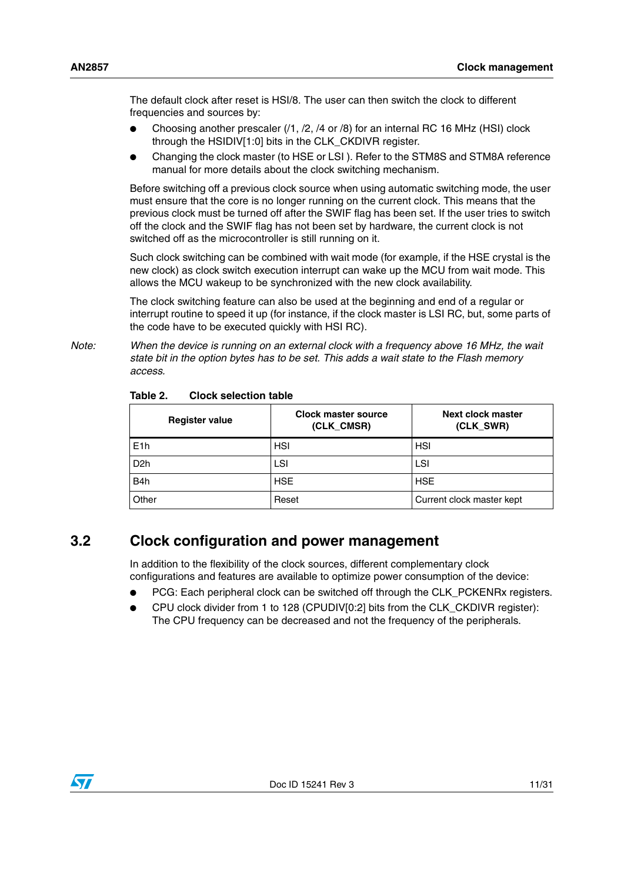The default clock after reset is HSI/8. The user can then switch the clock to different frequencies and sources by:

- Choosing another prescaler (/1, /2, /4 or /8) for an internal RC 16 MHz (HSI) clock through the HSIDIV[1:0] bits in the CLK_CKDIVR register.
- Changing the clock master (to HSE or LSI ). Refer to the STM8S and STM8A reference manual for more details about the clock switching mechanism.

Before switching off a previous clock source when using automatic switching mode, the user must ensure that the core is no longer running on the current clock. This means that the previous clock must be turned off after the SWIF flag has been set. If the user tries to switch off the clock and the SWIF flag has not been set by hardware, the current clock is not switched off as the microcontroller is still running on it.

Such clock switching can be combined with wait mode (for example, if the HSE crystal is the new clock) as clock switch execution interrupt can wake up the MCU from wait mode. This allows the MCU wakeup to be synchronized with the new clock availability.

The clock switching feature can also be used at the beginning and end of a regular or interrupt routine to speed it up (for instance, if the clock master is LSI RC, but, some parts of the code have to be executed quickly with HSI RC).

*Note: When the device is running on an external clock with a frequency above 16 MHz, the wait state bit in the option bytes has to be set. This adds a wait state to the Flash memory access.*

**Table 2. Clock selection table**

| Register value | Clock master source (CLK_CMSR) | Next clock master (CLK_SWR) |
|---|---|---|
| E1h | HSI | HSI |
| D2h | LSI | LSI |
| B4h | HSE | HSE |
| Other | Reset | Current clock master kept |

## 3.2 Clock configuration and power management

In addition to the flexibility of the clock sources, different complementary clock configurations and features are available to optimize power consumption of the device:

- PCG: Each peripheral clock can be switched off through the CLK_PCKENRx registers.
- CPU clock divider from 1 to 128 (CPUDIV[0:2] bits from the CLK_CKDIVR register): The CPU frequency can be decreased and not the frequency of the peripherals.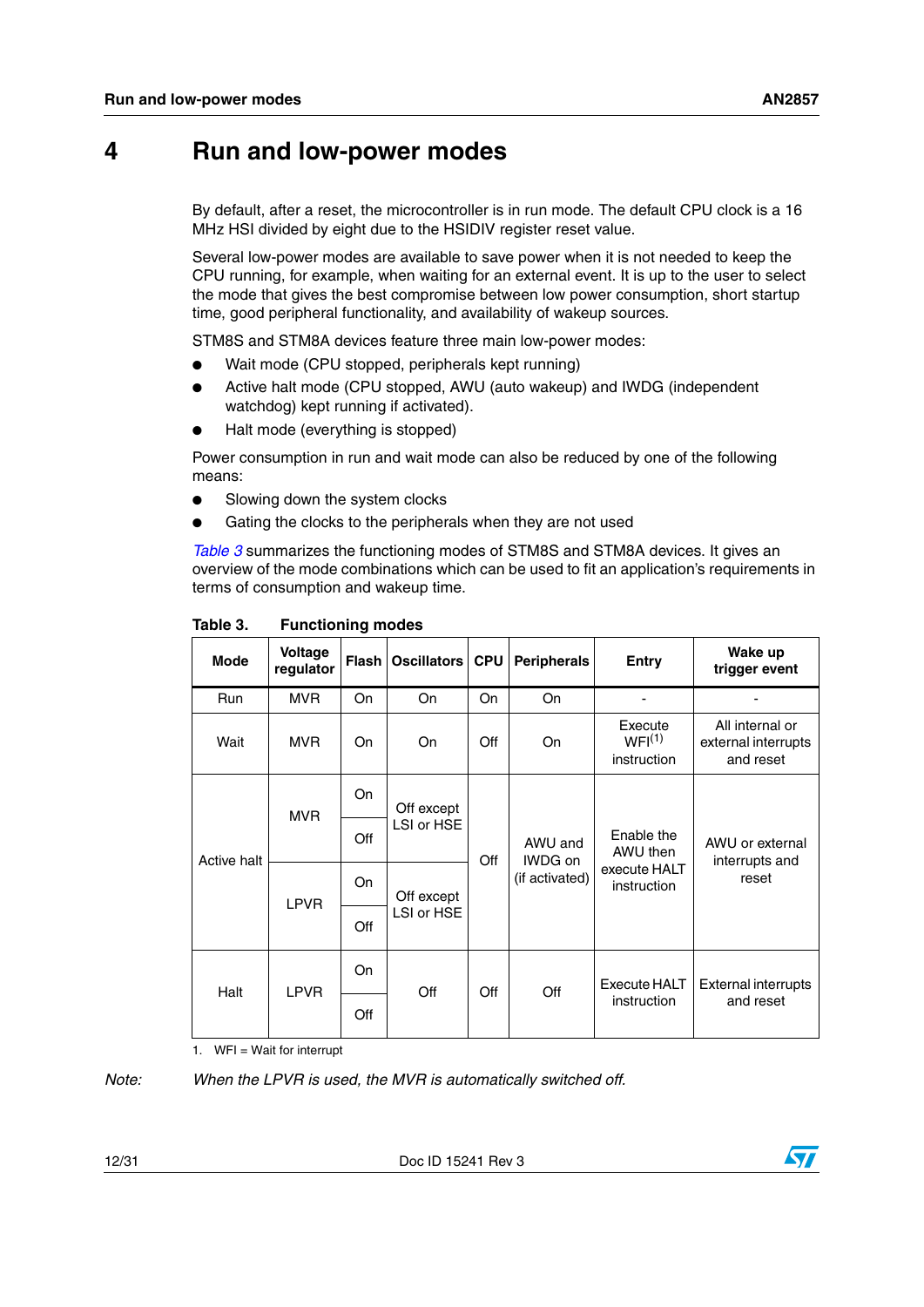# 4 Run and low-power modes

By default, after a reset, the microcontroller is in run mode. The default CPU clock is a 16 MHz HSI divided by eight due to the HSIDIV register reset value.

Several low-power modes are available to save power when it is not needed to keep the CPU running, for example, when waiting for an external event. It is up to the user to select the mode that gives the best compromise between low power consumption, short startup time, good peripheral functionality, and availability of wakeup sources.

STM8S and STM8A devices feature three main low-power modes:

- Wait mode (CPU stopped, peripherals kept running)
- Active halt mode (CPU stopped, AWU (auto wakeup) and IWDG (independent watchdog) kept running if activated).
- Halt mode (everything is stopped)

Power consumption in run and wait mode can also be reduced by one of the following means:

- Slowing down the system clocks
- Gating the clocks to the peripherals when they are not used

*Table 3* summarizes the functioning modes of STM8S and STM8A devices. It gives an overview of the mode combinations which can be used to fit an application's requirements in terms of consumption and wakeup time.

**Table 3. Functioning modes**

| Mode | Voltage regulator | Flash | Oscillators | CPU | Peripherals | Entry | Wake up trigger event |
|---|---|---|---|---|---|---|---|
| Run | MVR | On | On | On | On | - | - |
| Wait | MVR | On | On | Off | On | Execute WFI[1] instruction | All internal or external interrupts and reset |
| Active halt | MVR | On | Off except LSI or HSE | Off | AWU and IWDG on (if activated) | Enable the AWU then execute HALT instruction | AWU or external interrupts and reset |
| | | Off | | | | | |
| | LPVR | On | Off except LSI or HSE | | | | |
| | | Off | | | | | |
| Halt | LPVR | On | Off | Off | Off | Execute HALT instruction | External interrupts and reset |
| | | Off | | | | | |

1. WFI = Wait for interrupt

*Note: When the LPVR is used, the MVR is automatically switched off.*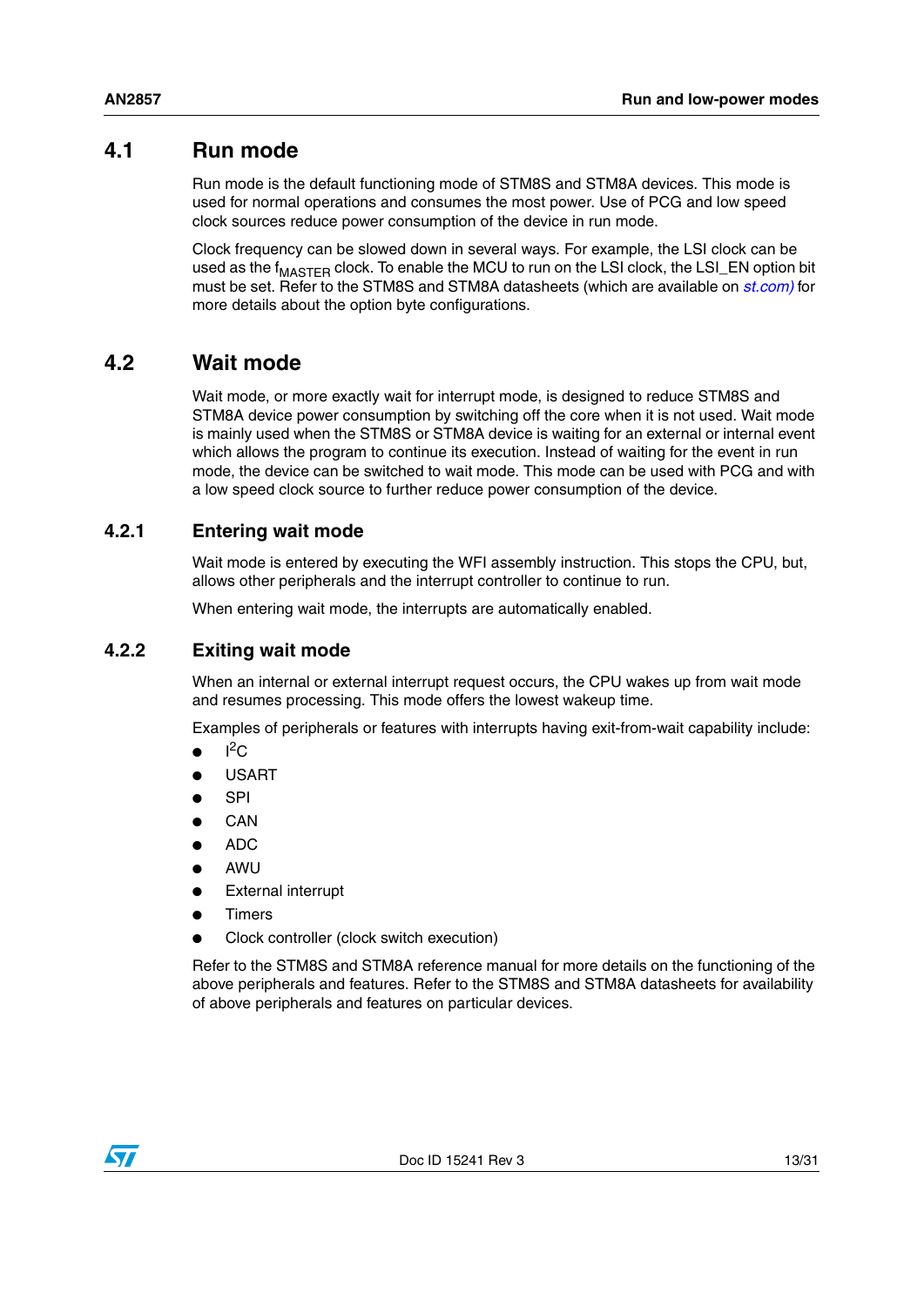## 4.1 Run mode

Run mode is the default functioning mode of STM8S and STM8A devices. This mode is used for normal operations and consumes the most power. Use of PCG and low speed clock sources reduce power consumption of the device in run mode.

Clock frequency can be slowed down in several ways. For example, the LSI clock can be used as the $f_{MASTER}$ clock. To enable the MCU to run on the LSI clock, the LSI_EN option bit must be set. Refer to the STM8S and STM8A datasheets (which are available on *st.com)* for more details about the option byte configurations.

## 4.2 Wait mode

Wait mode, or more exactly wait for interrupt mode, is designed to reduce STM8S and STM8A device power consumption by switching off the core when it is not used. Wait mode is mainly used when the STM8S or STM8A device is waiting for an external or internal event which allows the program to continue its execution. Instead of waiting for the event in run mode, the device can be switched to wait mode. This mode can be used with PCG and with a low speed clock source to further reduce power consumption of the device.

### 4.2.1 Entering wait mode

Wait mode is entered by executing the WFI assembly instruction. This stops the CPU, but, allows other peripherals and the interrupt controller to continue to run.

When entering wait mode, the interrupts are automatically enabled.

### 4.2.2 Exiting wait mode

When an internal or external interrupt request occurs, the CPU wakes up from wait mode and resumes processing. This mode offers the lowest wakeup time.

Examples of peripherals or features with interrupts having exit-from-wait capability include:

- $I^2C$
- USART
- SPI
- CAN
- ADC
- AWU
- External interrupt
- Timers
- Clock controller (clock switch execution)

Refer to the STM8S and STM8A reference manual for more details on the functioning of the above peripherals and features. Refer to the STM8S and STM8A datasheets for availability of above peripherals and features on particular devices.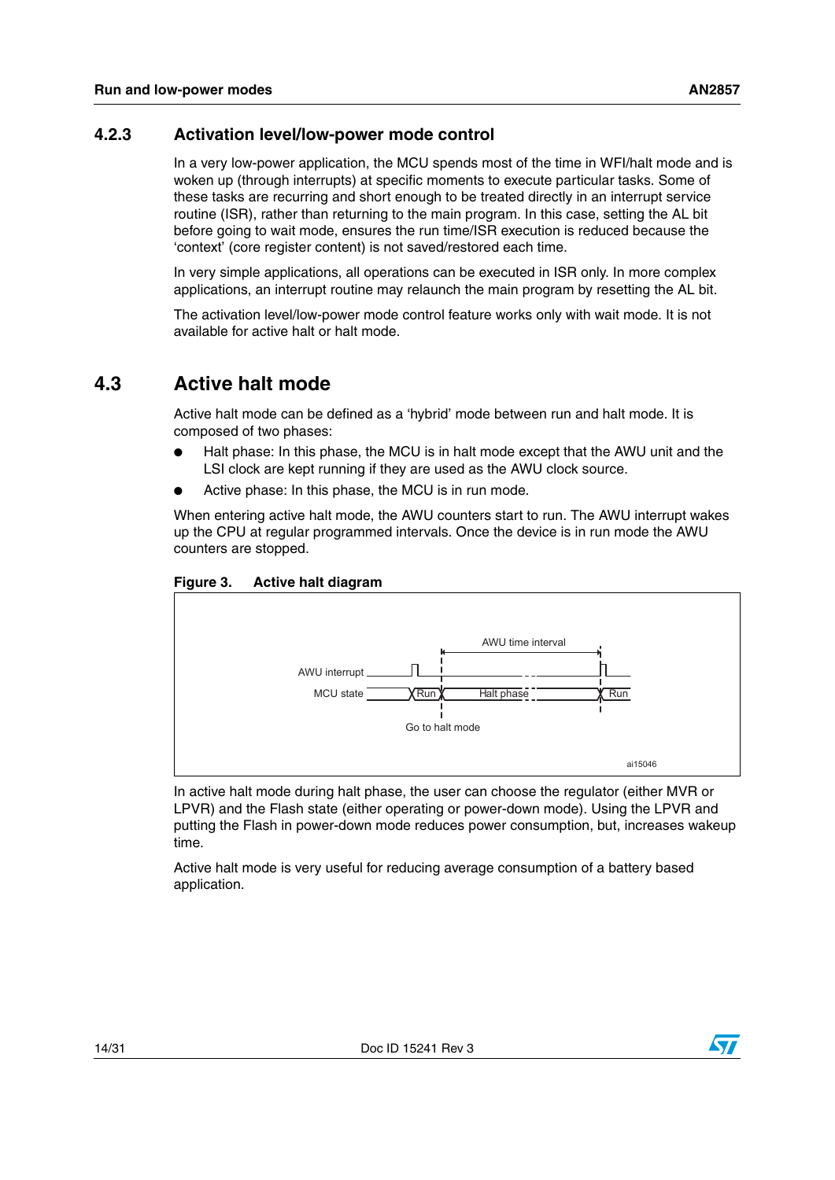### 4.2.3 Activation level/low-power mode control

In a very low-power application, the MCU spends most of the time in WFI/halt mode and is woken up (through interrupts) at specific moments to execute particular tasks. Some of these tasks are recurring and short enough to be treated directly in an interrupt service routine (ISR), rather than returning to the main program. In this case, setting the AL bit before going to wait mode, ensures the run time/ISR execution is reduced because the 'context' (core register content) is not saved/restored each time.

In very simple applications, all operations can be executed in ISR only. In more complex applications, an interrupt routine may relaunch the main program by resetting the AL bit.

The activation level/low-power mode control feature works only with wait mode. It is not available for active halt or halt mode.

## 4.3 Active halt mode

Active halt mode can be defined as a 'hybrid' mode between run and halt mode. It is composed of two phases:

- Halt phase: In this phase, the MCU is in halt mode except that the AWU unit and the LSI clock are kept running if they are used as the AWU clock source.
- Active phase: In this phase, the MCU is in run mode.

When entering active halt mode, the AWU counters start to run. The AWU interrupt wakes up the CPU at regular programmed intervals. Once the device is in run mode the AWU counters are stopped.

**Figure 3. Active halt diagram**

In active halt mode during halt phase, the user can choose the regulator (either MVR or LPVR) and the Flash state (either operating or power-down mode). Using the LPVR and putting the Flash in power-down mode reduces power consumption, but, increases wakeup time.

Active halt mode is very useful for reducing average consumption of a battery based application.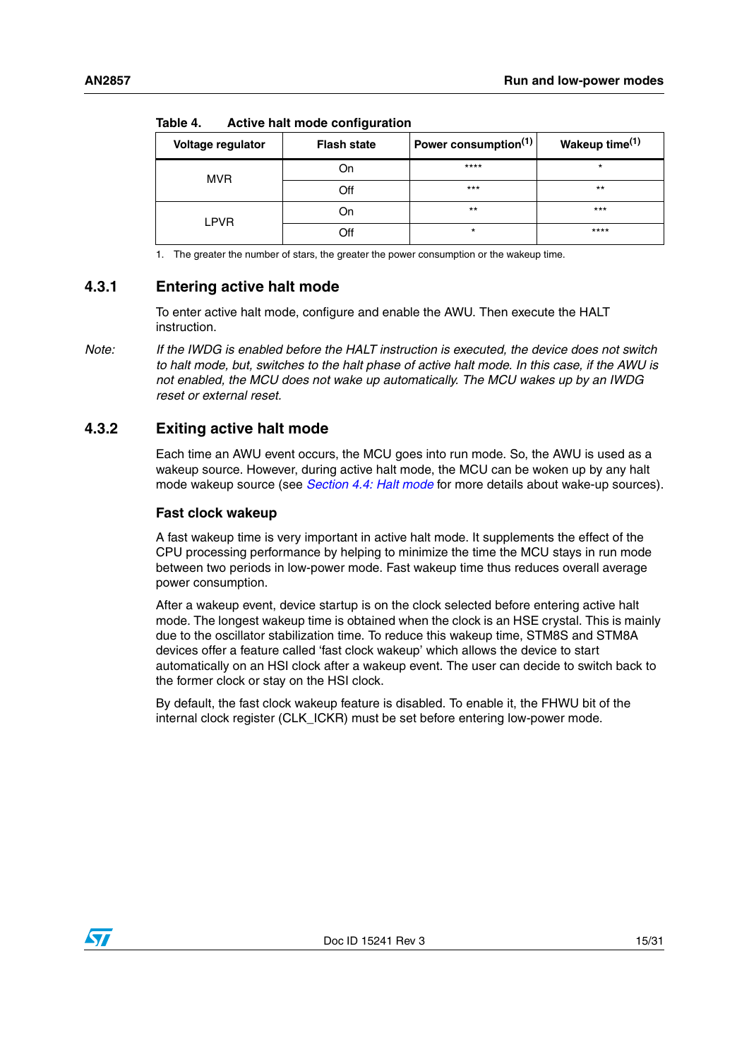Table 4. Active halt mode configuration

| Voltage regulator | Flash state | Power consumption[1] | Wakeup time[1] |
|---|---|---|---|
| MVR | On | **** | * |
| | Off | *** | ** |
| LPVR | On | ** | *** |
| | Off | * | **** |

1. The greater the number of stars, the greater the power consumption or the wakeup time.

### 4.3.1 Entering active halt mode

To enter active halt mode, configure and enable the AWU. Then execute the HALT instruction.

*Note: If the IWDG is enabled before the HALT instruction is executed, the device does not switch to halt mode, but, switches to the halt phase of active halt mode. In this case, if the AWU is not enabled, the MCU does not wake up automatically. The MCU wakes up by an IWDG reset or external reset.*

### 4.3.2 Exiting active halt mode

Each time an AWU event occurs, the MCU goes into run mode. So, the AWU is used as a wakeup source. However, during active halt mode, the MCU can be woken up by any halt mode wakeup source (see *Section 4.4: Halt mode* for more details about wake-up sources).

#### Fast clock wakeup

A fast wakeup time is very important in active halt mode. It supplements the effect of the CPU processing performance by helping to minimize the time the MCU stays in run mode between two periods in low-power mode. Fast wakeup time thus reduces overall average power consumption.

After a wakeup event, device startup is on the clock selected before entering active halt mode. The longest wakeup time is obtained when the clock is an HSE crystal. This is mainly due to the oscillator stabilization time. To reduce this wakeup time, STM8S and STM8A devices offer a feature called 'fast clock wakeup' which allows the device to start automatically on an HSI clock after a wakeup event. The user can decide to switch back to the former clock or stay on the HSI clock.

By default, the fast clock wakeup feature is disabled. To enable it, the FHWU bit of the internal clock register (CLK_ICKR) must be set before entering low-power mode.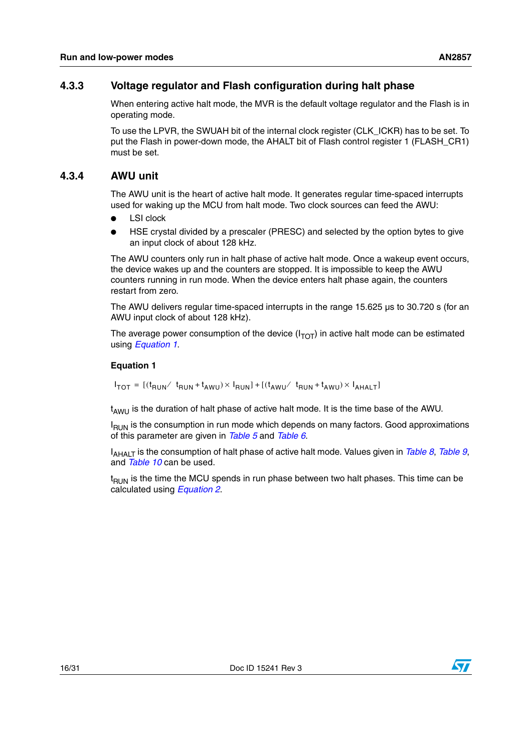### 4.3.3 Voltage regulator and Flash configuration during halt phase

When entering active halt mode, the MVR is the default voltage regulator and the Flash is in operating mode.

To use the LPVR, the SWUAH bit of the internal clock register (CLK_ICKR) has to be set. To put the Flash in power-down mode, the AHALT bit of Flash control register 1 (FLASH_CR1) must be set.

### 4.3.4 AWU unit

The AWU unit is the heart of active halt mode. It generates regular time-spaced interrupts used for waking up the MCU from halt mode. Two clock sources can feed the AWU:

- LSI clock
- HSE crystal divided by a prescaler (PRESC) and selected by the option bytes to give an input clock of about 128 kHz.

The AWU counters only run in halt phase of active halt mode. Once a wakeup event occurs, the device wakes up and the counters are stopped. It is impossible to keep the AWU counters running in run mode. When the device enters halt phase again, the counters restart from zero.

The AWU delivers regular time-spaced interrupts in the range 15.625 µs to 30.720 s (for an AWU input clock of about 128 kHz).

The average power consumption of the device ($I_{TOT}$) in active halt mode can be estimated using *Equation 1*.

**Equation 1**

$$I_{TOT} = [(t_{RUN} / t_{RUN} + t_{AWU}) \times I_{RUN}] + [(t_{AWU} / t_{RUN} + t_{AWU}) \times I_{AHALT}]$$

$t_{AWU}$ is the duration of halt phase of active halt mode. It is the time base of the AWU.

$I_{RUN}$ is the consumption in run mode which depends on many factors. Good approximations of this parameter are given in *Table 5* and *Table 6*.

$I_{AHALT}$ is the consumption of halt phase of active halt mode. Values given in *Table 8*, *Table 9*, and *Table 10* can be used.

$t_{RUN}$ is the time the MCU spends in run phase between two halt phases. This time can be calculated using *Equation 2*.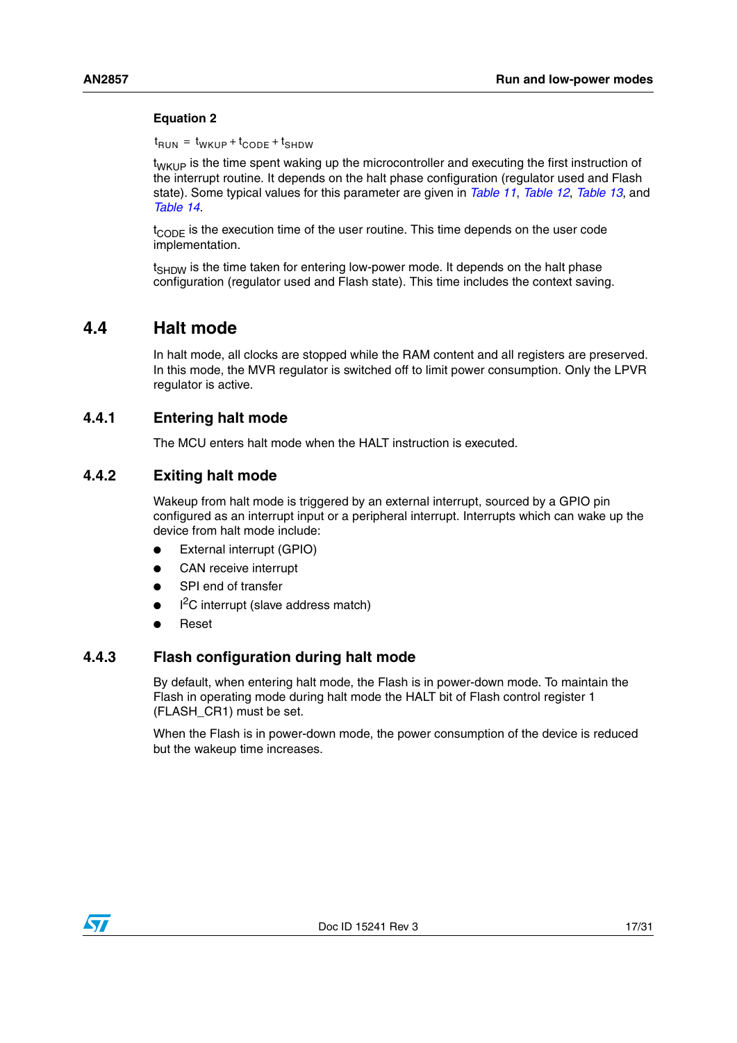**Equation 2**

$$t_{RUN} = t_{WKUP} + t_{CODE} + t_{SHDW}$$

$t_{WKUP}$ is the time spent waking up the microcontroller and executing the first instruction of the interrupt routine. It depends on the halt phase configuration (regulator used and Flash state). Some typical values for this parameter are given in *Table 11*, *Table 12*, *Table 13*, and *Table 14*.

$t_{CODE}$ is the execution time of the user routine. This time depends on the user code implementation.

$t_{SHDW}$ is the time taken for entering low-power mode. It depends on the halt phase configuration (regulator used and Flash state). This time includes the context saving.

## 4.4 Halt mode

In halt mode, all clocks are stopped while the RAM content and all registers are preserved. In this mode, the MVR regulator is switched off to limit power consumption. Only the LPVR regulator is active.

### 4.4.1 Entering halt mode

The MCU enters halt mode when the HALT instruction is executed.

### 4.4.2 Exiting halt mode

Wakeup from halt mode is triggered by an external interrupt, sourced by a GPIO pin configured as an interrupt input or a peripheral interrupt. Interrupts which can wake up the device from halt mode include:

- External interrupt (GPIO)
- CAN receive interrupt
- SPI end of transfer
- $I^2C$ interrupt (slave address match)
- Reset

### 4.4.3 Flash configuration during halt mode

By default, when entering halt mode, the Flash is in power-down mode. To maintain the Flash in operating mode during halt mode the HALT bit of Flash control register 1 (FLASH_CR1) must be set.

When the Flash is in power-down mode, the power consumption of the device is reduced but the wakeup time increases.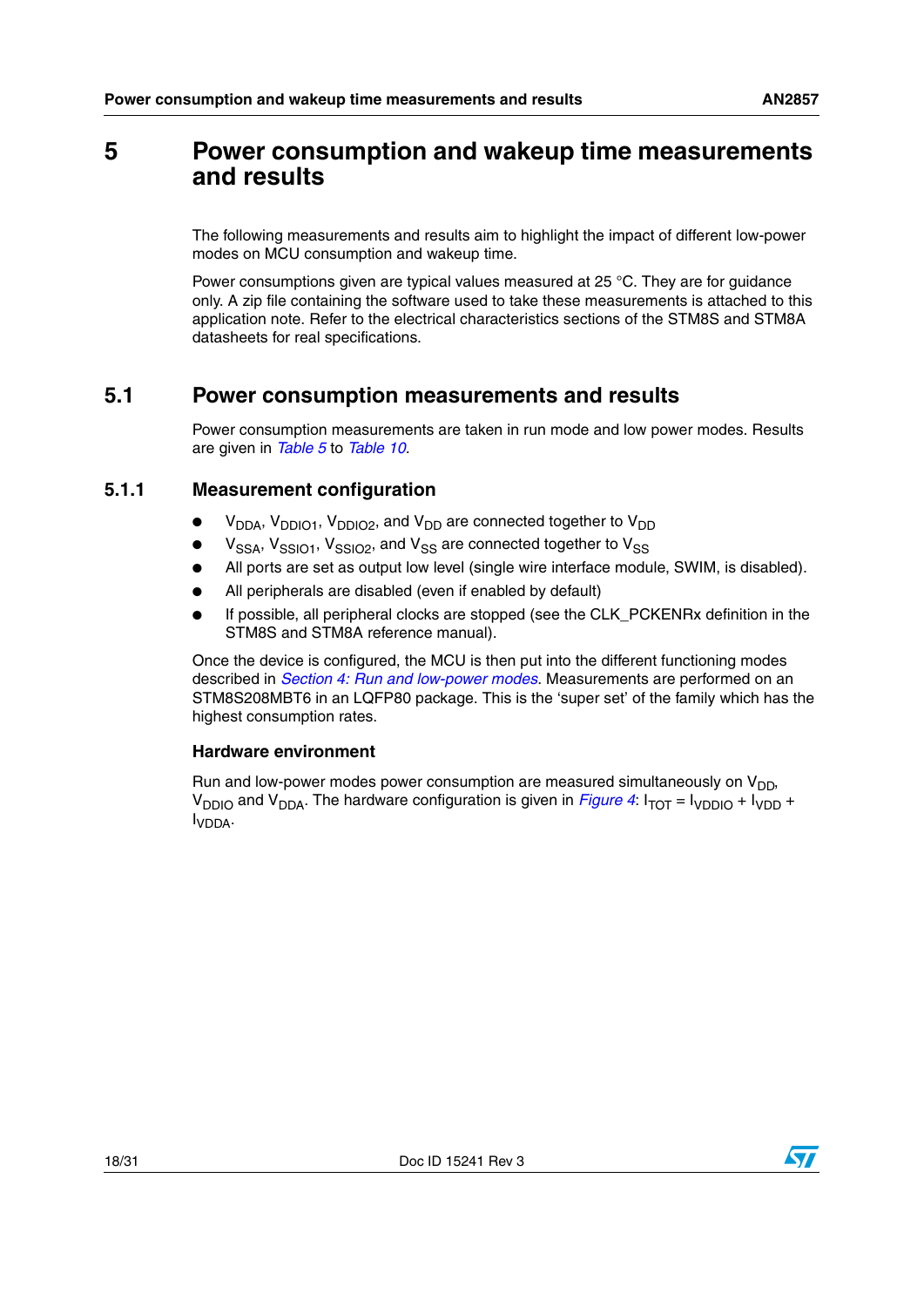# 5 Power consumption and wakeup time measurements and results

The following measurements and results aim to highlight the impact of different low-power modes on MCU consumption and wakeup time.

Power consumptions given are typical values measured at 25 °C. They are for guidance only. A zip file containing the software used to take these measurements is attached to this application note. Refer to the electrical characteristics sections of the STM8S and STM8A datasheets for real specifications.

## 5.1 Power consumption measurements and results

Power consumption measurements are taken in run mode and low power modes. Results are given in *Table 5* to *Table 10*.

### 5.1.1 Measurement configuration

- $V_{DDA}$, $V_{DDIO1}$, $V_{DDIO2}$, and $V_{DD}$ are connected together to $V_{DD}$
- $V_{SSA}$, $V_{SSIO1}$, $V_{SSIO2}$, and $V_{SS}$ are connected together to $V_{SS}$
- All ports are set as output low level (single wire interface module, SWIM, is disabled).
- All peripherals are disabled (even if enabled by default)
- If possible, all peripheral clocks are stopped (see the CLK_PCKENRx definition in the STM8S and STM8A reference manual).

Once the device is configured, the MCU is then put into the different functioning modes described in *Section 4: Run and low-power modes*. Measurements are performed on an STM8S208MBT6 in an LQFP80 package. This is the 'super set' of the family which has the highest consumption rates.

#### Hardware environment

Run and low-power modes power consumption are measured simultaneously on $V_{DD}$, $V_{DDIO}$ and $V_{DDA}$. The hardware configuration is given in *Figure 4*: $I_{TOT} = I_{VDDIO} + I_{VDD} + I_{VDDA}$.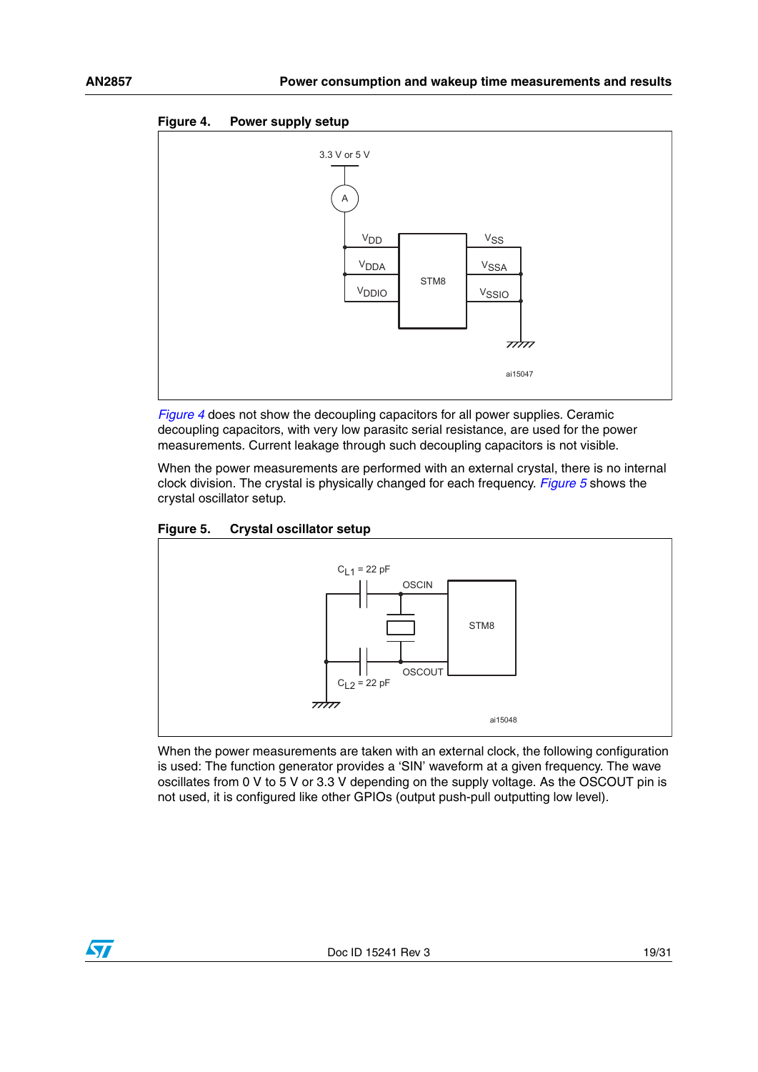**Figure 4. Power supply setup**

*Figure 4* does not show the decoupling capacitors for all power supplies. Ceramic decoupling capacitors, with very low parasitc serial resistance, are used for the power measurements. Current leakage through such decoupling capacitors is not visible.

When the power measurements are performed with an external crystal, there is no internal clock division. The crystal is physically changed for each frequency. *Figure 5* shows the crystal oscillator setup.

**Figure 5. Crystal oscillator setup**

When the power measurements are taken with an external clock, the following configuration is used: The function generator provides a 'SIN' waveform at a given frequency. The wave oscillates from 0 V to 5 V or 3.3 V depending on the supply voltage. As the OSCOUT pin is not used, it is configured like other GPIOs (output push-pull outputting low level).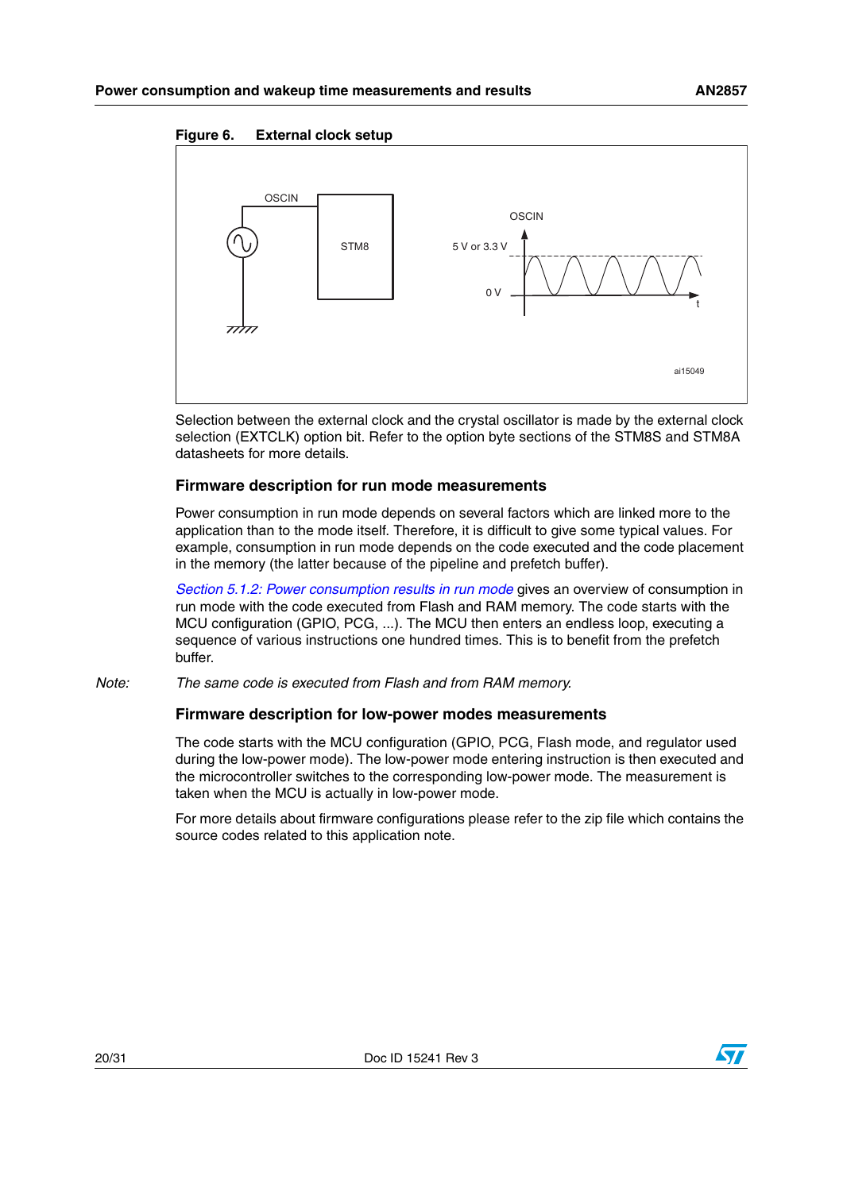**Figure 6. External clock setup**

Selection between the external clock and the crystal oscillator is made by the external clock selection (EXTCLK) option bit. Refer to the option byte sections of the STM8S and STM8A datasheets for more details.

### Firmware description for run mode measurements

Power consumption in run mode depends on several factors which are linked more to the application than to the mode itself. Therefore, it is difficult to give some typical values. For example, consumption in run mode depends on the code executed and the code placement in the memory (the latter because of the pipeline and prefetch buffer).

*Section 5.1.2: Power consumption results in run mode* gives an overview of consumption in run mode with the code executed from Flash and RAM memory. The code starts with the MCU configuration (GPIO, PCG, ...). The MCU then enters an endless loop, executing a sequence of various instructions one hundred times. This is to benefit from the prefetch buffer.

*Note: The same code is executed from Flash and from RAM memory.*

### Firmware description for low-power modes measurements

The code starts with the MCU configuration (GPIO, PCG, Flash mode, and regulator used during the low-power mode). The low-power mode entering instruction is then executed and the microcontroller switches to the corresponding low-power mode. The measurement is taken when the MCU is actually in low-power mode.

For more details about firmware configurations please refer to the zip file which contains the source codes related to this application note.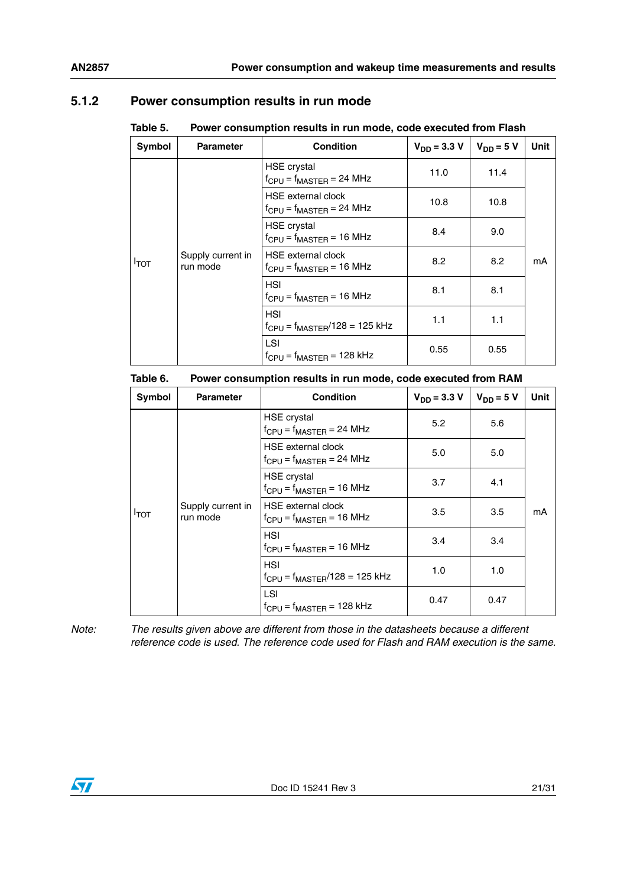### 5.1.2 Power consumption results in run mode

Table 5. Power consumption results in run mode, code executed from Flash

| Symbol | Parameter | Condition | $V_{DD}$ = 3.3 V | $V_{DD}$ = 5 V | Unit |
|---|---|---|---|---|---|
| $I_{TOT}$ | Supply current in run mode | HSE crystal $f_{CPU} = f_{MASTER}$ = 24 MHz | 11.0 | 11.4 | mA |
| | | HSE external clock $f_{CPU} = f_{MASTER}$ = 24 MHz | 10.8 | 10.8 | |
| | | HSE crystal $f_{CPU} = f_{MASTER}$ = 16 MHz | 8.4 | 9.0 | |
| | | HSE external clock $f_{CPU} = f_{MASTER}$ = 16 MHz | 8.2 | 8.2 | |
| | | HSI $f_{CPU} = f_{MASTER}$ = 16 MHz | 8.1 | 8.1 | |
| | | HSI $f_{CPU} = f_{MASTER}/128$ = 125 kHz | 1.1 | 1.1 | |
| | | LSI $f_{CPU} = f_{MASTER}$ = 128 kHz | 0.55 | 0.55 | |

Table 6. Power consumption results in run mode, code executed from RAM

| Symbol | Parameter | Condition | $V_{DD}$ = 3.3 V | $V_{DD}$ = 5 V | Unit |
|---|---|---|---|---|---|
| $I_{TOT}$ | Supply current in run mode | HSE crystal $f_{CPU} = f_{MASTER}$ = 24 MHz | 5.2 | 5.6 | mA |
| | | HSE external clock $f_{CPU} = f_{MASTER}$ = 24 MHz | 5.0 | 5.0 | |
| | | HSE crystal $f_{CPU} = f_{MASTER}$ = 16 MHz | 3.7 | 4.1 | |
| | | HSE external clock $f_{CPU} = f_{MASTER}$ = 16 MHz | 3.5 | 3.5 | |
| | | HSI $f_{CPU} = f_{MASTER}$ = 16 MHz | 3.4 | 3.4 | |
| | | HSI $f_{CPU} = f_{MASTER}/128$ = 125 kHz | 1.0 | 1.0 | |
| | | LSI $f_{CPU} = f_{MASTER}$ = 128 kHz | 0.47 | 0.47 | |

*Note: The results given above are different from those in the datasheets because a different reference code is used. The reference code used for Flash and RAM execution is the same.*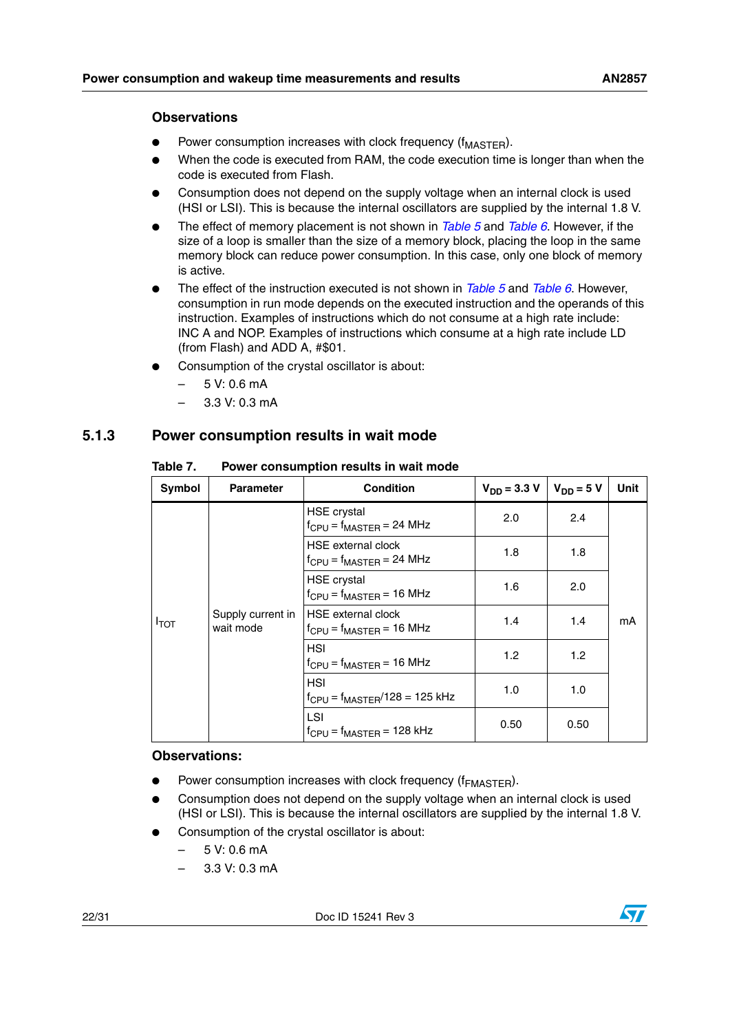### Observations

- Power consumption increases with clock frequency ($f_{MASTER}$).
- When the code is executed from RAM, the code execution time is longer than when the code is executed from Flash.
- Consumption does not depend on the supply voltage when an internal clock is used (HSI or LSI). This is because the internal oscillators are supplied by the internal 1.8 V.
- The effect of memory placement is not shown in *Table 5* and *Table 6*. However, if the size of a loop is smaller than the size of a memory block, placing the loop in the same memory block can reduce power consumption. In this case, only one block of memory is active.
- The effect of the instruction executed is not shown in *Table 5* and *Table 6*. However, consumption in run mode depends on the executed instruction and the operands of this instruction. Examples of instructions which do not consume at a high rate include: INC A and NOP. Examples of instructions which consume at a high rate include LD (from Flash) and ADD A, #$01.
- Consumption of the crystal oscillator is about:
  - 5 V: 0.6 mA
  - 3.3 V: 0.3 mA

## 5.1.3 Power consumption results in wait mode

**Table 7. Power consumption results in wait mode**

| Symbol | Parameter | Condition | $V_{DD}$ = 3.3 V | $V_{DD}$ = 5 V | Unit |
|---|---|---|---|---|---|
| $I_{TOT}$ | Supply current in wait mode | HSE crystal $f_{CPU} = f_{MASTER}$ = 24 MHz | 2.0 | 2.4 | mA |
| | | HSE external clock $f_{CPU} = f_{MASTER}$ = 24 MHz | 1.8 | 1.8 | |
| | | HSE crystal $f_{CPU} = f_{MASTER}$ = 16 MHz | 1.6 | 2.0 | |
| | | HSE external clock $f_{CPU} = f_{MASTER}$ = 16 MHz | 1.4 | 1.4 | |
| | | HSI $f_{CPU} = f_{MASTER}$ = 16 MHz | 1.2 | 1.2 | |
| | | HSI $f_{CPU} = f_{MASTER}/128$ = 125 kHz | 1.0 | 1.0 | |
| | | LSI $f_{CPU} = f_{MASTER}$ = 128 kHz | 0.50 | 0.50 | |

**Observations:**

- Power consumption increases with clock frequency ($f_{FMASTER}$).
- Consumption does not depend on the supply voltage when an internal clock is used (HSI or LSI). This is because the internal oscillators are supplied by the internal 1.8 V.
- Consumption of the crystal oscillator is about:
  - 5 V: 0.6 mA
  - 3.3 V: 0.3 mA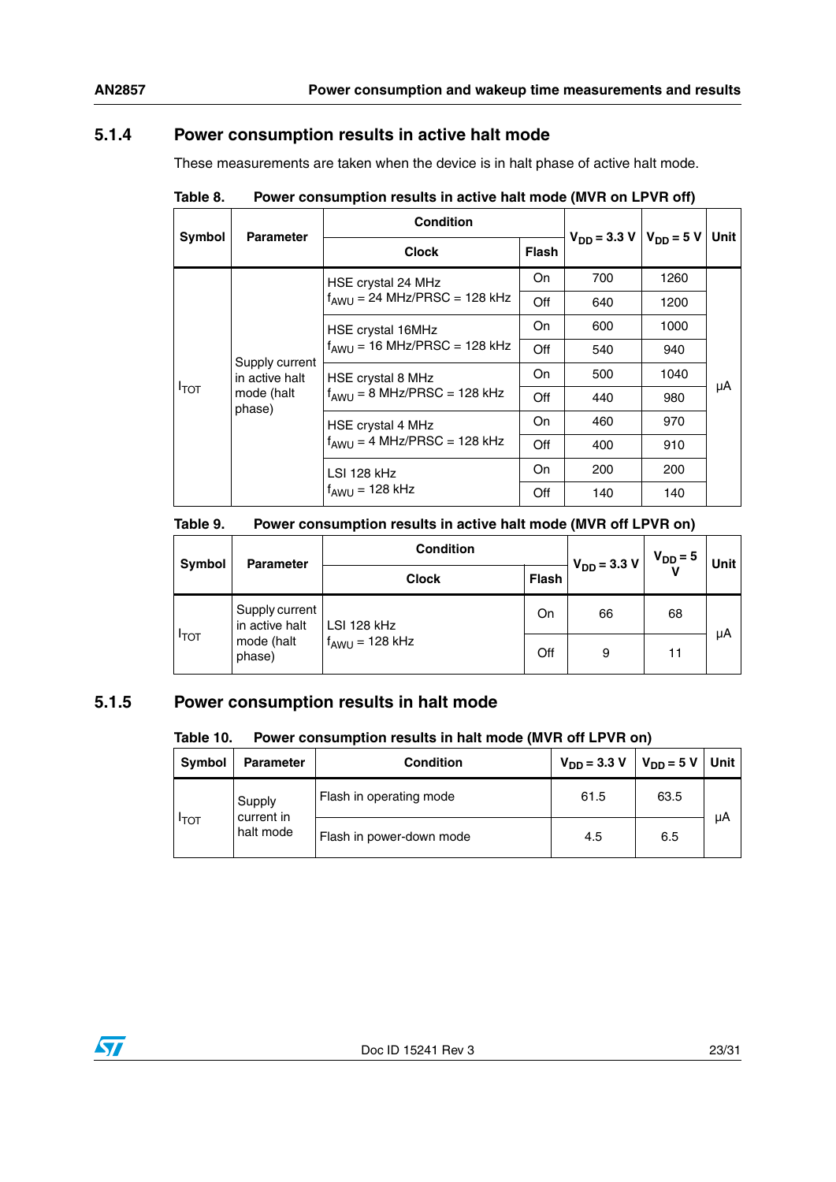### 5.1.4 Power consumption results in active halt mode

These measurements are taken when the device is in halt phase of active halt mode.

**Table 8. Power consumption results in active halt mode (MVR on LPVR off)**

| Symbol | Parameter | Condition | | $V_{DD}$ = 3.3 V | $V_{DD}$ = 5 V | Unit |
|---|---|---|---|---|---|---|
| | | Clock | Flash | | | |
| $I_{TOT}$ | Supply current in active halt mode (halt phase) | HSE crystal 24 MHz $f_{AWU}$ = 24 MHz/PRSC = 128 kHz | On | 700 | 1260 | µA |
| | | | Off | 640 | 1200 | |
| | | HSE crystal 16MHz $f_{AWU}$ = 16 MHz/PRSC = 128 kHz | On | 600 | 1000 | |
| | | | Off | 540 | 940 | |
| | | HSE crystal 8 MHz $f_{AWU}$ = 8 MHz/PRSC = 128 kHz | On | 500 | 1040 | |
| | | | Off | 440 | 980 | |
| | | HSE crystal 4 MHz $f_{AWU}$ = 4 MHz/PRSC = 128 kHz | On | 460 | 970 | |
| | | | Off | 400 | 910 | |
| | | LSI 128 kHz $f_{AWU}$ = 128 kHz | On | 200 | 200 | |
| | | | Off | 140 | 140 | |

**Table 9. Power consumption results in active halt mode (MVR off LPVR on)**

| Symbol | Parameter | Condition | | $V_{DD}$ = 3.3 V | $V_{DD}$ = 5 V | Unit |
|---|---|---|---|---|---|---|
| | | Clock | Flash | | | |
| $I_{TOT}$ | Supply current in active halt mode (halt phase) | LSI 128 kHz $f_{AWU}$ = 128 kHz | On | 66 | 68 | µA |
| | | | Off | 9 | 11 | |

### 5.1.5 Power consumption results in halt mode

**Table 10. Power consumption results in halt mode (MVR off LPVR on)**

| Symbol | Parameter | Condition | $V_{DD}$ = 3.3 V | $V_{DD}$ = 5 V | Unit |
|---|---|---|---|---|---|
| $I_{TOT}$ | Supply current in halt mode | Flash in operating mode | 61.5 | 63.5 | µA |
| | | Flash in power-down mode | 4.5 | 6.5 | |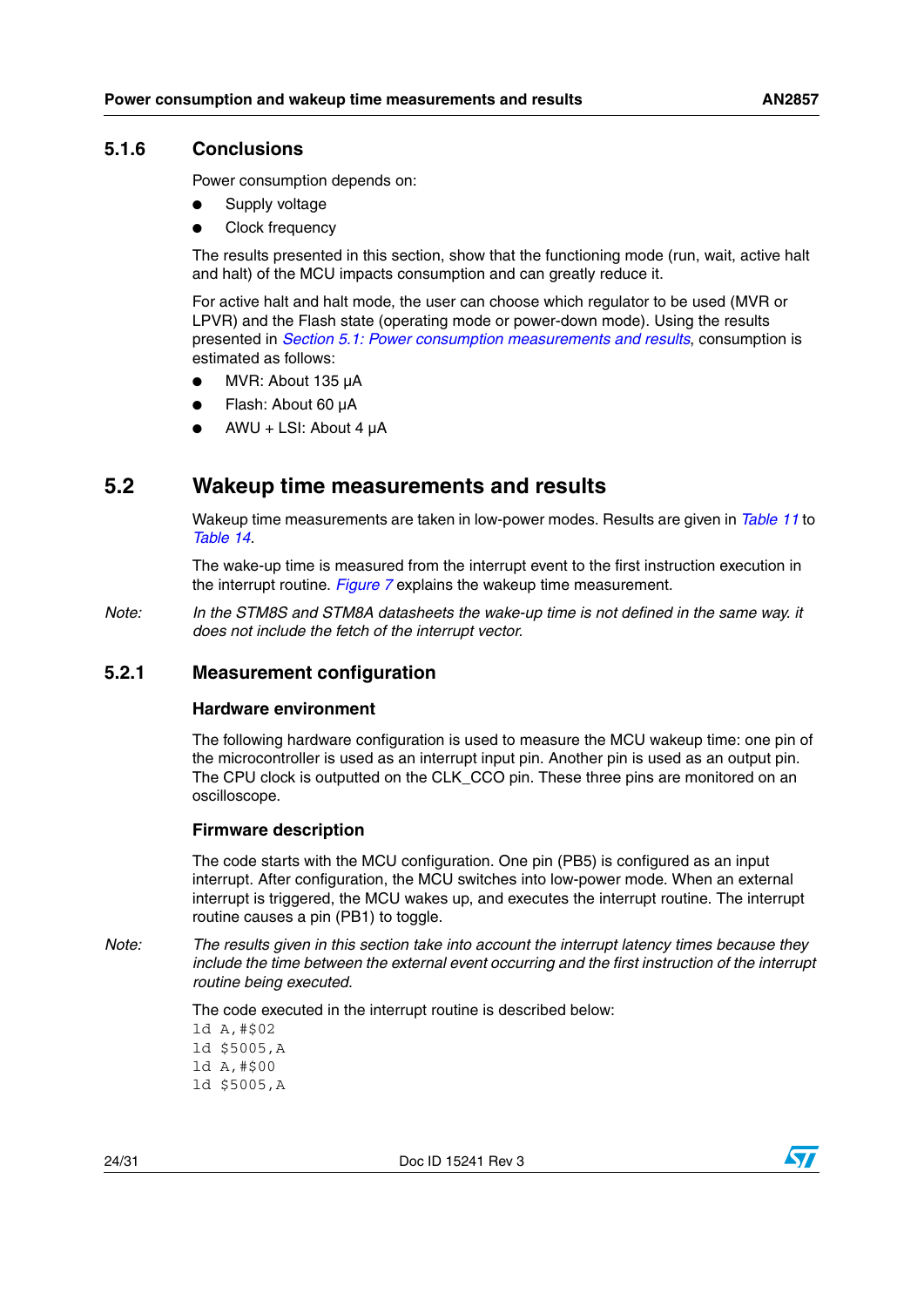### 5.1.6 Conclusions

Power consumption depends on:

- Supply voltage
- Clock frequency

The results presented in this section, show that the functioning mode (run, wait, active halt and halt) of the MCU impacts consumption and can greatly reduce it.

For active halt and halt mode, the user can choose which regulator to be used (MVR or LPVR) and the Flash state (operating mode or power-down mode). Using the results presented in *Section 5.1: Power consumption measurements and results*, consumption is estimated as follows:

- MVR: About 135 µA
- Flash: About 60 µA
- AWU + LSI: About 4 µA

## 5.2 Wakeup time measurements and results

Wakeup time measurements are taken in low-power modes. Results are given in *Table 11* to *Table 14*.

The wake-up time is measured from the interrupt event to the first instruction execution in the interrupt routine. *Figure 7* explains the wakeup time measurement.

*Note: In the STM8S and STM8A datasheets the wake-up time is not defined in the same way. it does not include the fetch of the interrupt vector.*

### 5.2.1 Measurement configuration

#### Hardware environment

The following hardware configuration is used to measure the MCU wakeup time: one pin of the microcontroller is used as an interrupt input pin. Another pin is used as an output pin. The CPU clock is outputted on the CLK_CCO pin. These three pins are monitored on an oscilloscope.

#### Firmware description

The code starts with the MCU configuration. One pin (PB5) is configured as an input interrupt. After configuration, the MCU switches into low-power mode. When an external interrupt is triggered, the MCU wakes up, and executes the interrupt routine. The interrupt routine causes a pin (PB1) to toggle.

*Note: The results given in this section take into account the interrupt latency times because they include the time between the external event occurring and the first instruction of the interrupt routine being executed.*

The code executed in the interrupt routine is described below:

```
ld A,#$02
ld $5005,A
ld A,#$00
ld $5005,A
```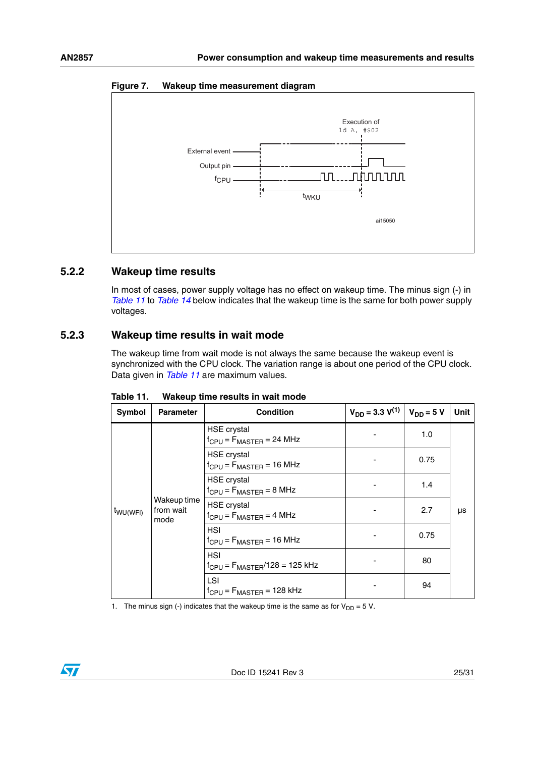**Figure 7. Wakeup time measurement diagram**

Execution of `ld A, #$02`

External event

Output pin

$f_{CPU}$

$t_{WKU}$

ai15050

### 5.2.2 Wakeup time results

In most of cases, power supply voltage has no effect on wakeup time. The minus sign (-) in *Table 11* to *Table 14* below indicates that the wakeup time is the same for both power supply voltages.

### 5.2.3 Wakeup time results in wait mode

The wakeup time from wait mode is not always the same because the wakeup event is synchronized with the CPU clock. The variation range is about one period of the CPU clock. Data given in *Table 11* are maximum values.

**Table 11. Wakeup time results in wait mode**

| Symbol | Parameter | Condition | $V_{DD}$ = 3.3 V[(1)] | $V_{DD}$ = 5 V | Unit |
|---|---|---|---|---|---|
| $t_{WU(WFI)}$ | Wakeup time from wait mode | HSE crystal $f_{CPU} = F_{MASTER}$ = 24 MHz | - | 1.0 | µs |
| | | HSE crystal $f_{CPU} = F_{MASTER}$ = 16 MHz | - | 0.75 | |
| | | HSE crystal $f_{CPU} = F_{MASTER}$ = 8 MHz | - | 1.4 | |
| | | HSE crystal $f_{CPU} = F_{MASTER}$ = 4 MHz | - | 2.7 | |
| | | HSI $f_{CPU} = F_{MASTER}$ = 16 MHz | - | 0.75 | |
| | | HSI $f_{CPU} = F_{MASTER}$/128 = 125 kHz | - | 80 | |
| | | LSI $f_{CPU} = F_{MASTER}$ = 128 kHz | - | 94 | |

1. The minus sign (-) indicates that the wakeup time is the same as for $V_{DD}$ = 5 V.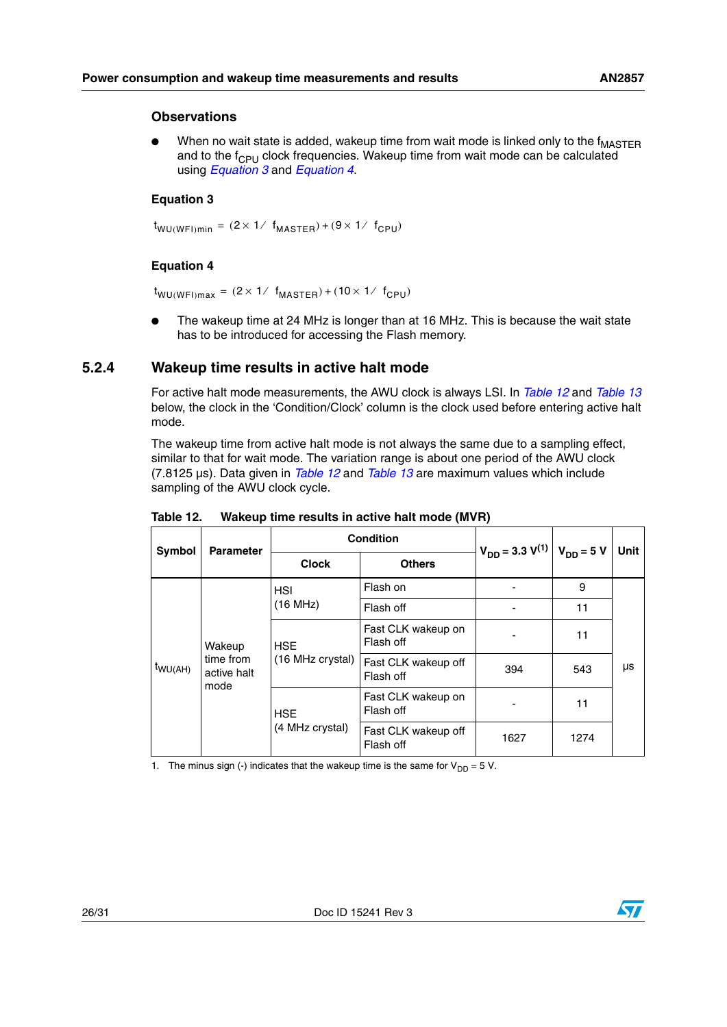### Observations

- When no wait state is added, wakeup time from wait mode is linked only to the $f_{MASTER}$ and to the $f_{CPU}$ clock frequencies. Wakeup time from wait mode can be calculated using *Equation 3* and *Equation 4*.

#### Equation 3

$$t_{WU(WFI)min} = (2 \times 1 / f_{MASTER}) + (9 \times 1 / f_{CPU})$$

#### Equation 4

$$t_{WU(WFI)max} = (2 \times 1 / f_{MASTER}) + (10 \times 1 / f_{CPU})$$

- The wakeup time at 24 MHz is longer than at 16 MHz. This is because the wait state has to be introduced for accessing the Flash memory.

## 5.2.4 Wakeup time results in active halt mode

For active halt mode measurements, the AWU clock is always LSI. In *Table 12* and *Table 13* below, the clock in the 'Condition/Clock' column is the clock used before entering active halt mode.

The wakeup time from active halt mode is not always the same due to a sampling effect, similar to that for wait mode. The variation range is about one period of the AWU clock (7.8125 µs). Data given in *Table 12* and *Table 13* are maximum values which include sampling of the AWU clock cycle.

**Table 12. Wakeup time results in active halt mode (MVR)**

| Symbol | Parameter | Condition | | $V_{DD}$ = 3.3 V(1) | $V_{DD}$ = 5 V | Unit |
|---|---|---|---|---|---|---|
| | | Clock | Others | | | |
| $t_{WU(AH)}$ | Wakeup time from active halt mode | HSI (16 MHz) | Flash on | - | 9 | µs |
| | | | Flash off | - | 11 | |
| | | HSE (16 MHz crystal) | Fast CLK wakeup on Flash off | - | 11 | |
| | | | Fast CLK wakeup off Flash off | 394 | 543 | |
| | | HSE (4 MHz crystal) | Fast CLK wakeup on Flash off | - | 11 | |
| | | | Fast CLK wakeup off Flash off | 1627 | 1274 | |

1. The minus sign (-) indicates that the wakeup time is the same for $V_{DD}$ = 5 V.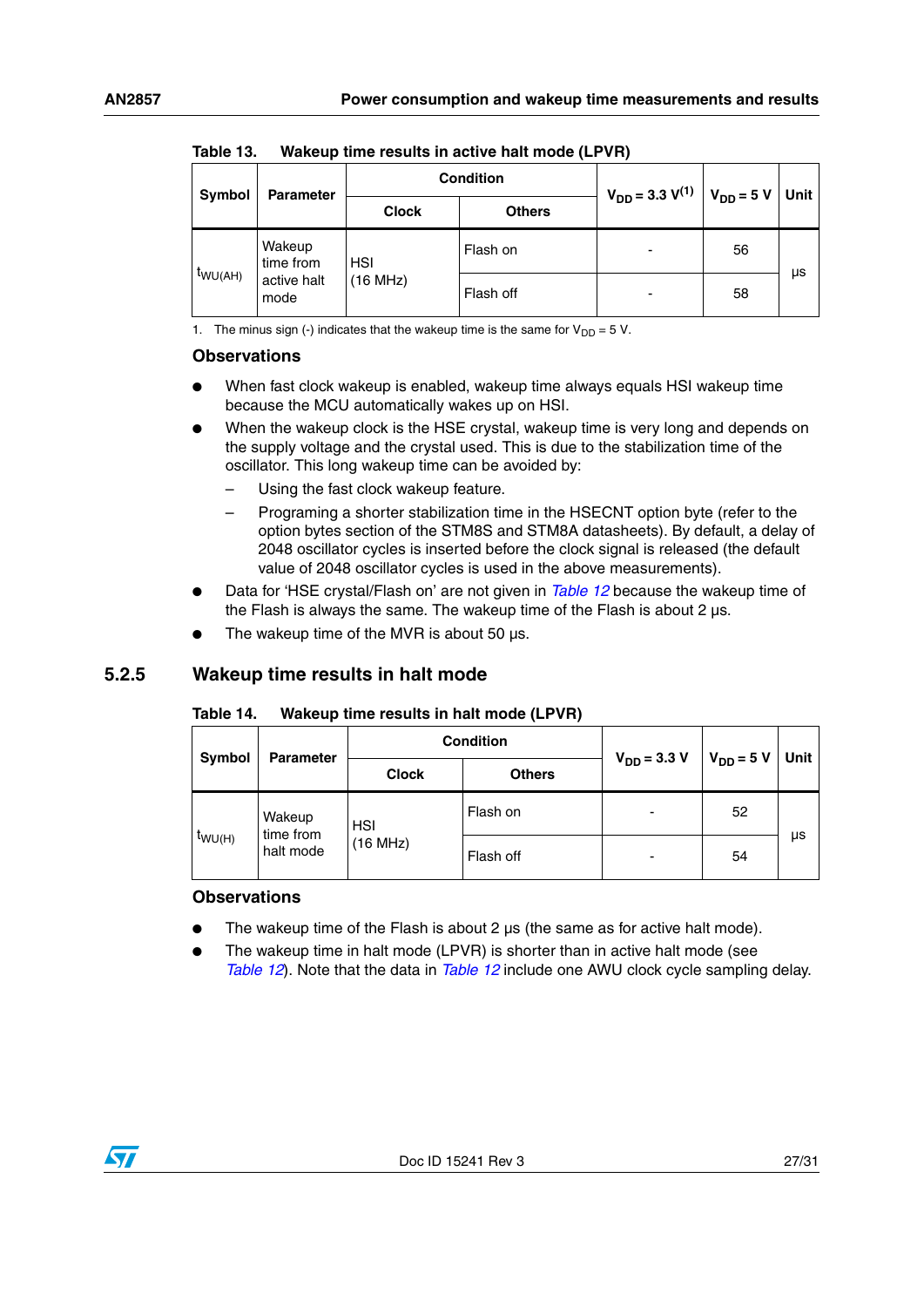Table 13. Wakeup time results in active halt mode (LPVR)

| Symbol | Parameter | Condition | | $V_{DD}$ = 3.3 V[(1)] | $V_{DD}$ = 5 V | Unit |
|---|---|---|---|---|---|---|
| | | Clock | Others | | | |
| $t_{WU(AH)}$ | Wakeup time from active halt mode | HSI (16 MHz) | Flash on | - | 56 | µs |
| | | | Flash off | - | 58 | |

1. The minus sign (-) indicates that the wakeup time is the same for $V_{DD}$ = 5 V.

**Observations**

- When fast clock wakeup is enabled, wakeup time always equals HSI wakeup time because the MCU automatically wakes up on HSI.
- When the wakeup clock is the HSE crystal, wakeup time is very long and depends on the supply voltage and the crystal used. This is due to the stabilization time of the oscillator. This long wakeup time can be avoided by:
  - Using the fast clock wakeup feature.
  - Programing a shorter stabilization time in the HSECNT option byte (refer to the option bytes section of the STM8S and STM8A datasheets). By default, a delay of 2048 oscillator cycles is inserted before the clock signal is released (the default value of 2048 oscillator cycles is used in the above measurements).
- Data for 'HSE crystal/Flash on' are not given in *Table 12* because the wakeup time of the Flash is always the same. The wakeup time of the Flash is about 2 µs.
- The wakeup time of the MVR is about 50 µs.

### 5.2.5 Wakeup time results in halt mode

Table 14. Wakeup time results in halt mode (LPVR)

| Symbol | Parameter | Condition | | $V_{DD}$ = 3.3 V | $V_{DD}$ = 5 V | Unit |
|---|---|---|---|---|---|---|
| | | Clock | Others | | | |
| $t_{WU(H)}$ | Wakeup time from halt mode | HSI (16 MHz) | Flash on | - | 52 | µs |
| | | | Flash off | - | 54 | |

**Observations**

- The wakeup time of the Flash is about 2 µs (the same as for active halt mode).
- The wakeup time in halt mode (LPVR) is shorter than in active halt mode (see *Table 12*). Note that the data in *Table 12* include one AWU clock cycle sampling delay.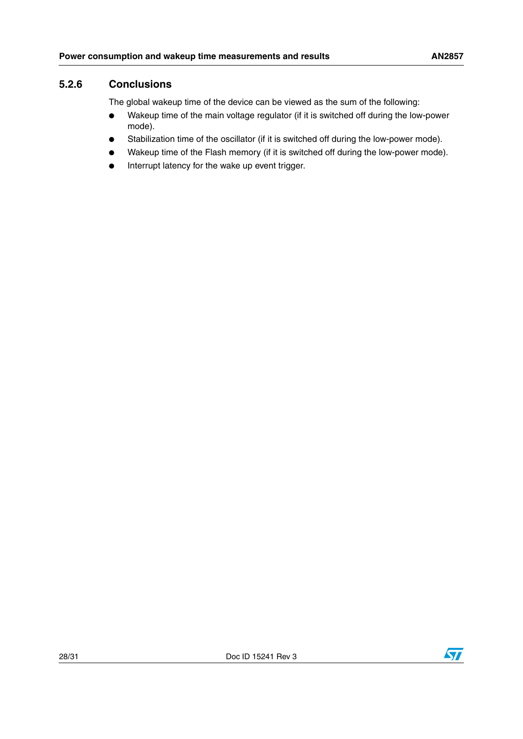### 5.2.6 Conclusions

The global wakeup time of the device can be viewed as the sum of the following:

- Wakeup time of the main voltage regulator (if it is switched off during the low-power mode).
- Stabilization time of the oscillator (if it is switched off during the low-power mode).
- Wakeup time of the Flash memory (if it is switched off during the low-power mode).
- Interrupt latency for the wake up event trigger.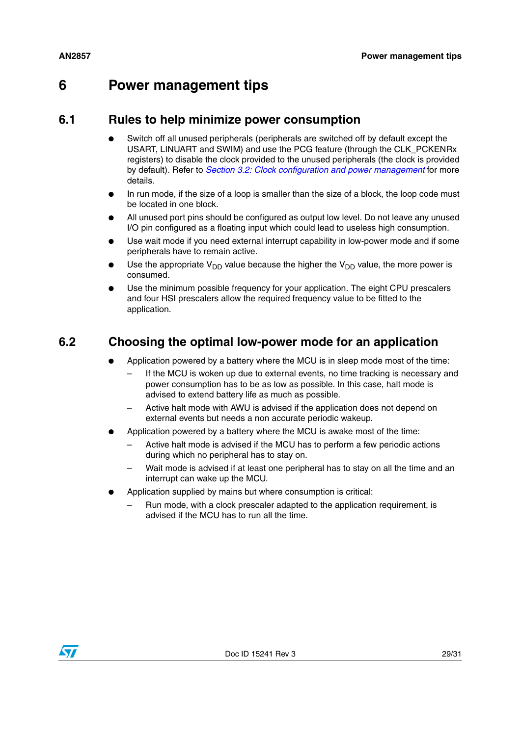# 6 Power management tips

## 6.1 Rules to help minimize power consumption

- Switch off all unused peripherals (peripherals are switched off by default except the USART, LINUART and SWIM) and use the PCG feature (through the CLK_PCKENRx registers) to disable the clock provided to the unused peripherals (the clock is provided by default). Refer to *Section 3.2: Clock configuration and power management* for more details.
- In run mode, if the size of a loop is smaller than the size of a block, the loop code must be located in one block.
- All unused port pins should be configured as output low level. Do not leave any unused I/O pin configured as a floating input which could lead to useless high consumption.
- Use wait mode if you need external interrupt capability in low-power mode and if some peripherals have to remain active.
- Use the appropriate $V_{DD}$ value because the higher the $V_{DD}$ value, the more power is consumed.
- Use the minimum possible frequency for your application. The eight CPU prescalers and four HSI prescalers allow the required frequency value to be fitted to the application.

## 6.2 Choosing the optimal low-power mode for an application

- Application powered by a battery where the MCU is in sleep mode most of the time:
  - If the MCU is woken up due to external events, no time tracking is necessary and power consumption has to be as low as possible. In this case, halt mode is advised to extend battery life as much as possible.
  - Active halt mode with AWU is advised if the application does not depend on external events but needs a non accurate periodic wakeup.
- Application powered by a battery where the MCU is awake most of the time:
  - Active halt mode is advised if the MCU has to perform a few periodic actions during which no peripheral has to stay on.
  - Wait mode is advised if at least one peripheral has to stay on all the time and an interrupt can wake up the MCU.
- Application supplied by mains but where consumption is critical:
  - Run mode, with a clock prescaler adapted to the application requirement, is advised if the MCU has to run all the time.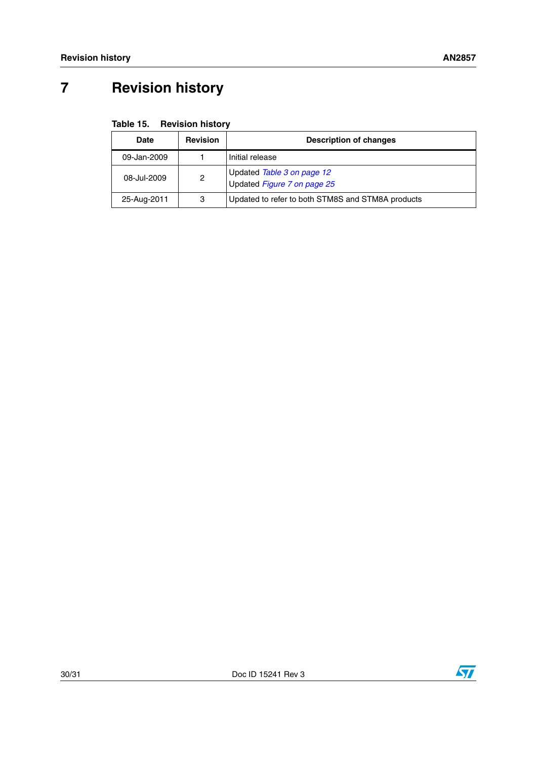# 7 Revision history

Table 15. Revision history

| Date | Revision | Description of changes |
| --- | --- | --- |
| 09-Jan-2009 | 1 | Initial release |
| 08-Jul-2009 | 2 | Updated *Table 3 on page 12*<br>Updated *Figure 7 on page 25* |
| 25-Aug-2011 | 3 | Updated to refer to both STM8S and STM8A products |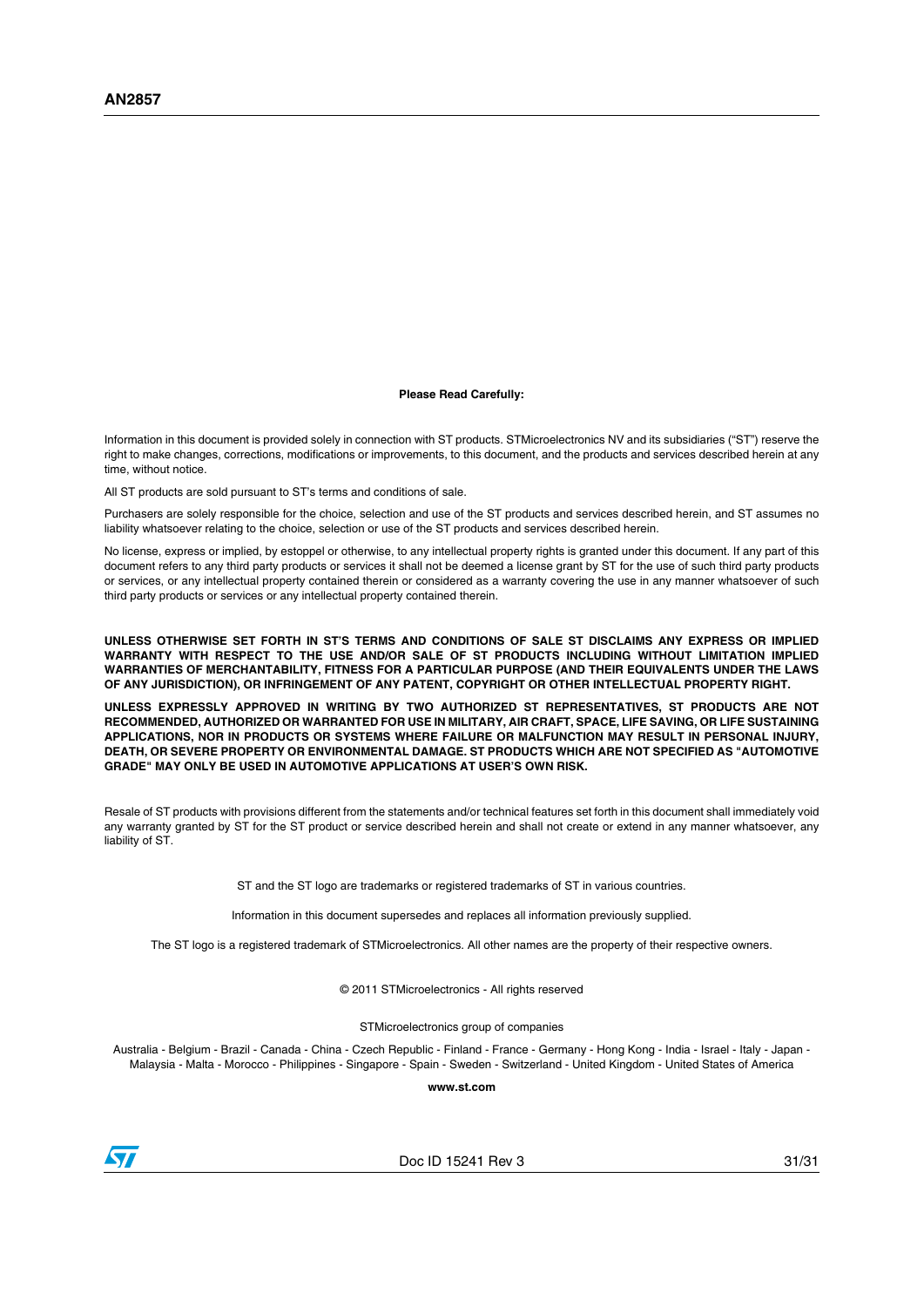**Please Read Carefully:**

Information in this document is provided solely in connection with ST products. STMicroelectronics NV and its subsidiaries ("ST") reserve the right to make changes, corrections, modifications or improvements, to this document, and the products and services described herein at any time, without notice.

All ST products are sold pursuant to ST's terms and conditions of sale.

Purchasers are solely responsible for the choice, selection and use of the ST products and services described herein, and ST assumes no liability whatsoever relating to the choice, selection or use of the ST products and services described herein.

No license, express or implied, by estoppel or otherwise, to any intellectual property rights is granted under this document. If any part of this document refers to any third party products or services it shall not be deemed a license grant by ST for the use of such third party products or services, or any intellectual property contained therein or considered as a warranty covering the use in any manner whatsoever of such third party products or services or any intellectual property contained therein.

**UNLESS OTHERWISE SET FORTH IN ST'S TERMS AND CONDITIONS OF SALE ST DISCLAIMS ANY EXPRESS OR IMPLIED WARRANTY WITH RESPECT TO THE USE AND/OR SALE OF ST PRODUCTS INCLUDING WITHOUT LIMITATION IMPLIED WARRANTIES OF MERCHANTABILITY, FITNESS FOR A PARTICULAR PURPOSE (AND THEIR EQUIVALENTS UNDER THE LAWS OF ANY JURISDICTION), OR INFRINGEMENT OF ANY PATENT, COPYRIGHT OR OTHER INTELLECTUAL PROPERTY RIGHT.**

**UNLESS EXPRESSLY APPROVED IN WRITING BY TWO AUTHORIZED ST REPRESENTATIVES, ST PRODUCTS ARE NOT RECOMMENDED, AUTHORIZED OR WARRANTED FOR USE IN MILITARY, AIR CRAFT, SPACE, LIFE SAVING, OR LIFE SUSTAINING APPLICATIONS, NOR IN PRODUCTS OR SYSTEMS WHERE FAILURE OR MALFUNCTION MAY RESULT IN PERSONAL INJURY, DEATH, OR SEVERE PROPERTY OR ENVIRONMENTAL DAMAGE. ST PRODUCTS WHICH ARE NOT SPECIFIED AS "AUTOMOTIVE GRADE" MAY ONLY BE USED IN AUTOMOTIVE APPLICATIONS AT USER'S OWN RISK.**

Resale of ST products with provisions different from the statements and/or technical features set forth in this document shall immediately void any warranty granted by ST for the ST product or service described herein and shall not create or extend in any manner whatsoever, any liability of ST.

ST and the ST logo are trademarks or registered trademarks of ST in various countries.

Information in this document supersedes and replaces all information previously supplied.

The ST logo is a registered trademark of STMicroelectronics. All other names are the property of their respective owners.

© 2011 STMicroelectronics - All rights reserved

STMicroelectronics group of companies

Australia - Belgium - Brazil - Canada - China - Czech Republic - Finland - France - Germany - Hong Kong - India - Israel - Italy - Japan - Malaysia - Malta - Morocco - Philippines - Singapore - Spain - Sweden - Switzerland - United Kingdom - United States of America

**www.st.com**